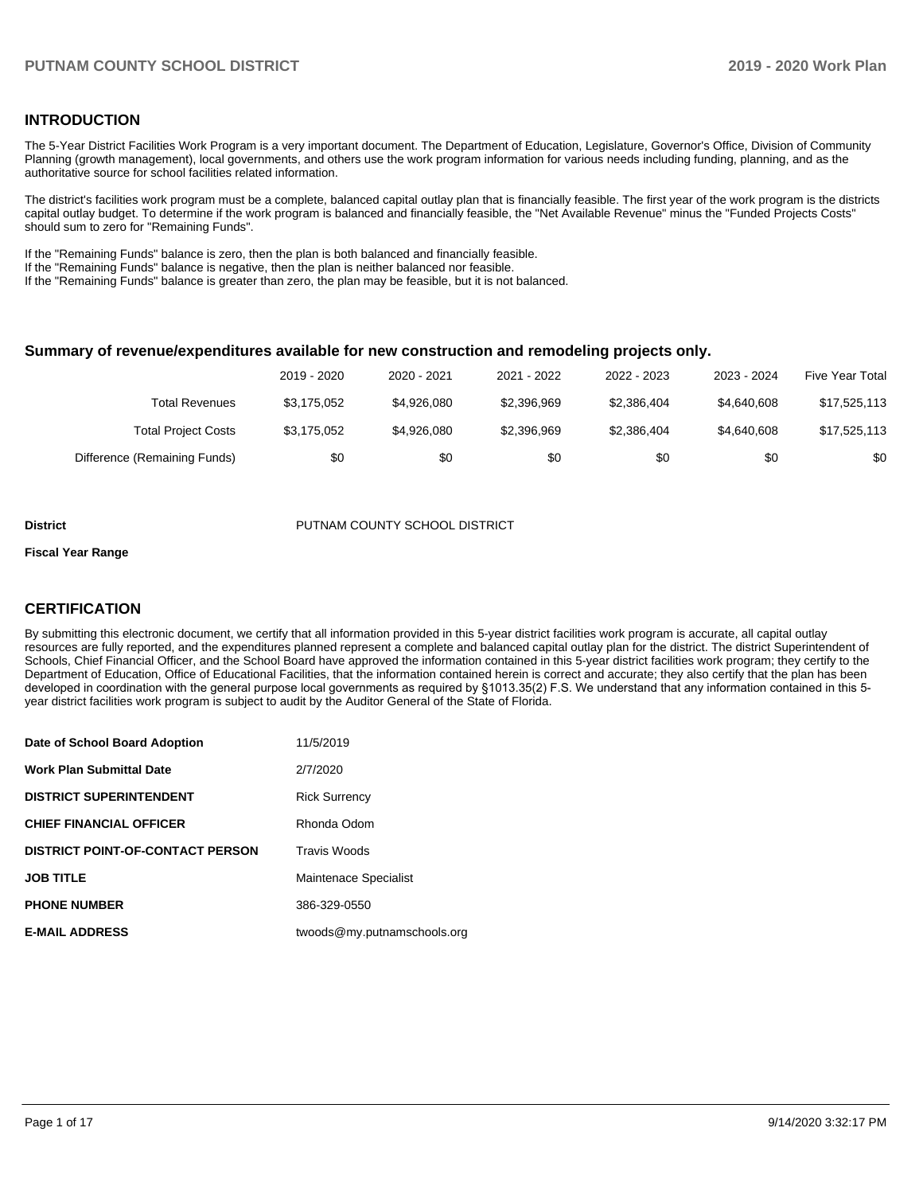## INTRODUCTION

The 5-Year District Facilities Work Program is a very important document. The Department of Education, Legislature, Governor's Office, Division of Community Planning (growth management), local governments, and others use the work program information for various needs including funding, planning, and as the authoritative source for school facilities related information.

The district's facilities work program must be a complete, balanced capital outlay plan that is financially feasible. The first year of the work program is the districts capital outlay budget. To determine if the work program is balanced and financially feasible, the "Net Available Revenue" minus the "Funded Projects Costs" should sum to zero for "Remaining Funds".

If the "Remaining Funds" balance is zero, then the plan is both balanced and financially feasible.
If the "Remaining Funds" balance is negative, then the plan is neither balanced nor feasible.
If the "Remaining Funds" balance is greater than zero, the plan may be feasible, but it is not balanced.

### Summary of revenue/expenditures available for new construction and remodeling projects only.

| | 2019 - 2020 | 2020 - 2021 | 2021 - 2022 | 2022 - 2023 | 2023 - 2024 | Five Year Total |
|---|---|---|---|---|---|---|
| Total Revenues | $3,175,052 | $4,926,080 | $2,396,969 | $2,386,404 | $4,640,608 | $17,525,113 |
| Total Project Costs | $3,175,052 | $4,926,080 | $2,396,969 | $2,386,404 | $4,640,608 | $17,525,113 |
| Difference (Remaining Funds) | $0 | $0 | $0 | $0 | $0 | $0 |

**District** PUTNAM COUNTY SCHOOL DISTRICT

**Fiscal Year Range**

## CERTIFICATION

By submitting this electronic document, we certify that all information provided in this 5-year district facilities work program is accurate, all capital outlay resources are fully reported, and the expenditures planned represent a complete and balanced capital outlay plan for the district. The district Superintendent of Schools, Chief Financial Officer, and the School Board have approved the information contained in this 5-year district facilities work program; they certify to the Department of Education, Office of Educational Facilities, that the information contained herein is correct and accurate; they also certify that the plan has been developed in coordination with the general purpose local governments as required by §1013.35(2) F.S. We understand that any information contained in this 5-year district facilities work program is subject to audit by the Auditor General of the State of Florida.

| | |
|---|---|
| **Date of School Board Adoption** | 11/5/2019 |
| **Work Plan Submittal Date** | 2/7/2020 |
| **DISTRICT SUPERINTENDENT** | Rick Surrency |
| **CHIEF FINANCIAL OFFICER** | Rhonda Odom |
| **DISTRICT POINT-OF-CONTACT PERSON** | Travis Woods |
| **JOB TITLE** | Maintenace Specialist |
| **PHONE NUMBER** | 386-329-0550 |
| **E-MAIL ADDRESS** | twoods@my.putnamschools.org |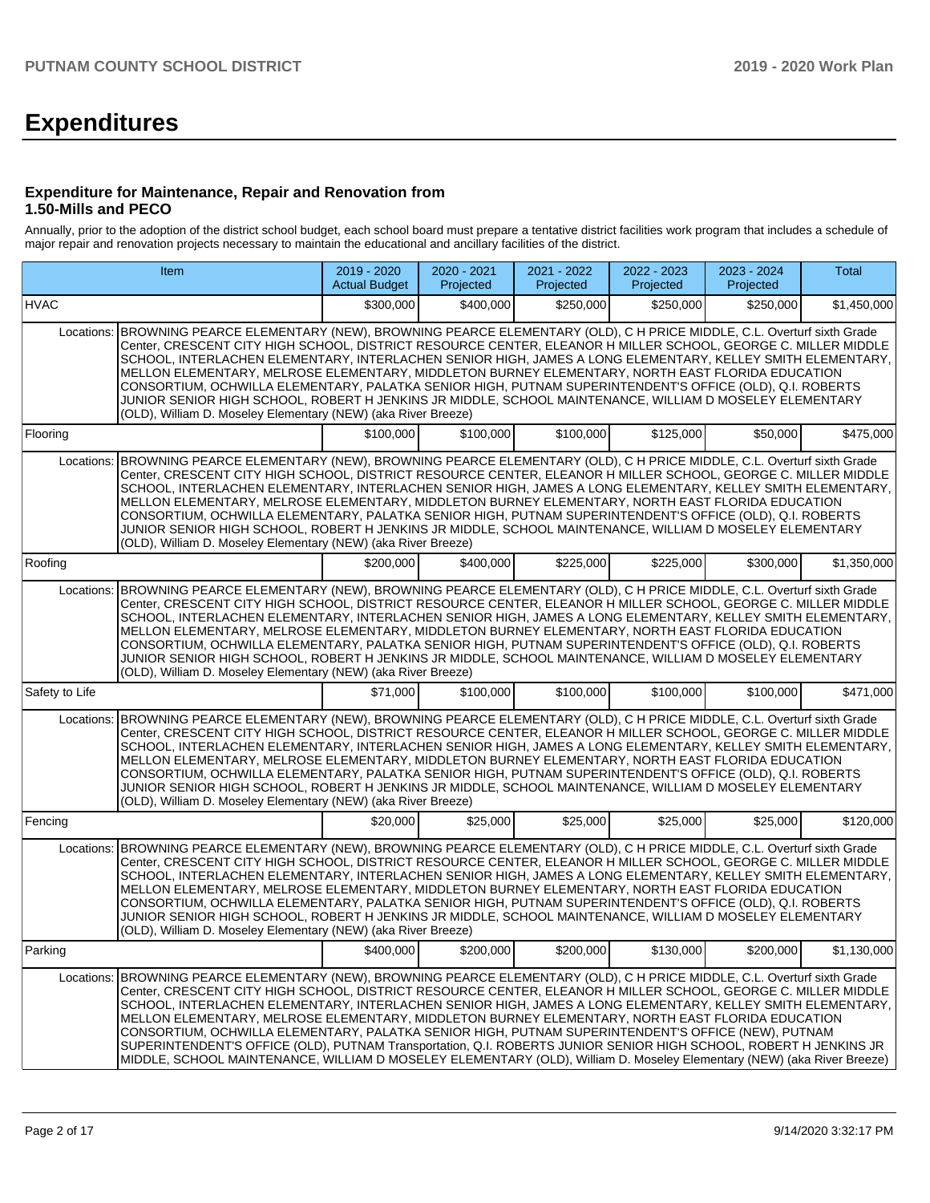# Expenditures

### Expenditure for Maintenance, Repair and Renovation from 1.50-Mills and PECO

Annually, prior to the adoption of the district school budget, each school board must prepare a tentative district facilities work program that includes a schedule of major repair and renovation projects necessary to maintain the educational and ancillary facilities of the district.

| Item | | 2019 - 2020 Actual Budget | 2020 - 2021 Projected | 2021 - 2022 Projected | 2022 - 2023 Projected | 2023 - 2024 Projected | Total |
|---|---|---|---|---|---|---|---|
| HVAC | | $300,000 | $400,000 | $250,000 | $250,000 | $250,000 | $1,450,000 |
| Locations: | BROWNING PEARCE ELEMENTARY (NEW), BROWNING PEARCE ELEMENTARY (OLD), C H PRICE MIDDLE, C.L. Overturf sixth Grade Center, CRESCENT CITY HIGH SCHOOL, DISTRICT RESOURCE CENTER, ELEANOR H MILLER SCHOOL, GEORGE C. MILLER MIDDLE SCHOOL, INTERLACHEN ELEMENTARY, INTERLACHEN SENIOR HIGH, JAMES A LONG ELEMENTARY, KELLEY SMITH ELEMENTARY, MELLON ELEMENTARY, MELROSE ELEMENTARY, MIDDLETON BURNEY ELEMENTARY, NORTH EAST FLORIDA EDUCATION CONSORTIUM, OCHWILLA ELEMENTARY, PALATKA SENIOR HIGH, PUTNAM SUPERINTENDENT'S OFFICE (OLD), Q.I. ROBERTS JUNIOR SENIOR HIGH SCHOOL, ROBERT H JENKINS JR MIDDLE, SCHOOL MAINTENANCE, WILLIAM D MOSELEY ELEMENTARY (OLD), William D. Moseley Elementary (NEW) (aka River Breeze) | | | | | | |
| Flooring | | $100,000 | $100,000 | $100,000 | $125,000 | $50,000 | $475,000 |
| Locations: | BROWNING PEARCE ELEMENTARY (NEW), BROWNING PEARCE ELEMENTARY (OLD), C H PRICE MIDDLE, C.L. Overturf sixth Grade Center, CRESCENT CITY HIGH SCHOOL, DISTRICT RESOURCE CENTER, ELEANOR H MILLER SCHOOL, GEORGE C. MILLER MIDDLE SCHOOL, INTERLACHEN ELEMENTARY, INTERLACHEN SENIOR HIGH, JAMES A LONG ELEMENTARY, KELLEY SMITH ELEMENTARY, MELLON ELEMENTARY, MELROSE ELEMENTARY, MIDDLETON BURNEY ELEMENTARY, NORTH EAST FLORIDA EDUCATION CONSORTIUM, OCHWILLA ELEMENTARY, PALATKA SENIOR HIGH, PUTNAM SUPERINTENDENT'S OFFICE (OLD), Q.I. ROBERTS JUNIOR SENIOR HIGH SCHOOL, ROBERT H JENKINS JR MIDDLE, SCHOOL MAINTENANCE, WILLIAM D MOSELEY ELEMENTARY (OLD), William D. Moseley Elementary (NEW) (aka River Breeze) | | | | | | |
| Roofing | | $200,000 | $400,000 | $225,000 | $225,000 | $300,000 | $1,350,000 |
| Locations: | BROWNING PEARCE ELEMENTARY (NEW), BROWNING PEARCE ELEMENTARY (OLD), C H PRICE MIDDLE, C.L. Overturf sixth Grade Center, CRESCENT CITY HIGH SCHOOL, DISTRICT RESOURCE CENTER, ELEANOR H MILLER SCHOOL, GEORGE C. MILLER MIDDLE SCHOOL, INTERLACHEN ELEMENTARY, INTERLACHEN SENIOR HIGH, JAMES A LONG ELEMENTARY, KELLEY SMITH ELEMENTARY, MELLON ELEMENTARY, MELROSE ELEMENTARY, MIDDLETON BURNEY ELEMENTARY, NORTH EAST FLORIDA EDUCATION CONSORTIUM, OCHWILLA ELEMENTARY, PALATKA SENIOR HIGH, PUTNAM SUPERINTENDENT'S OFFICE (OLD), Q.I. ROBERTS JUNIOR SENIOR HIGH SCHOOL, ROBERT H JENKINS JR MIDDLE, SCHOOL MAINTENANCE, WILLIAM D MOSELEY ELEMENTARY (OLD), William D. Moseley Elementary (NEW) (aka River Breeze) | | | | | | |
| Safety to Life | | $71,000 | $100,000 | $100,000 | $100,000 | $100,000 | $471,000 |
| Locations: | BROWNING PEARCE ELEMENTARY (NEW), BROWNING PEARCE ELEMENTARY (OLD), C H PRICE MIDDLE, C.L. Overturf sixth Grade Center, CRESCENT CITY HIGH SCHOOL, DISTRICT RESOURCE CENTER, ELEANOR H MILLER SCHOOL, GEORGE C. MILLER MIDDLE SCHOOL, INTERLACHEN ELEMENTARY, INTERLACHEN SENIOR HIGH, JAMES A LONG ELEMENTARY, KELLEY SMITH ELEMENTARY, MELLON ELEMENTARY, MELROSE ELEMENTARY, MIDDLETON BURNEY ELEMENTARY, NORTH EAST FLORIDA EDUCATION CONSORTIUM, OCHWILLA ELEMENTARY, PALATKA SENIOR HIGH, PUTNAM SUPERINTENDENT'S OFFICE (OLD), Q.I. ROBERTS JUNIOR SENIOR HIGH SCHOOL, ROBERT H JENKINS JR MIDDLE, SCHOOL MAINTENANCE, WILLIAM D MOSELEY ELEMENTARY (OLD), William D. Moseley Elementary (NEW) (aka River Breeze) | | | | | | |
| Fencing | | $20,000 | $25,000 | $25,000 | $25,000 | $25,000 | $120,000 |
| Locations: | BROWNING PEARCE ELEMENTARY (NEW), BROWNING PEARCE ELEMENTARY (OLD), C H PRICE MIDDLE, C.L. Overturf sixth Grade Center, CRESCENT CITY HIGH SCHOOL, DISTRICT RESOURCE CENTER, ELEANOR H MILLER SCHOOL, GEORGE C. MILLER MIDDLE SCHOOL, INTERLACHEN ELEMENTARY, INTERLACHEN SENIOR HIGH, JAMES A LONG ELEMENTARY, KELLEY SMITH ELEMENTARY, MELLON ELEMENTARY, MELROSE ELEMENTARY, MIDDLETON BURNEY ELEMENTARY, NORTH EAST FLORIDA EDUCATION CONSORTIUM, OCHWILLA ELEMENTARY, PALATKA SENIOR HIGH, PUTNAM SUPERINTENDENT'S OFFICE (OLD), Q.I. ROBERTS JUNIOR SENIOR HIGH SCHOOL, ROBERT H JENKINS JR MIDDLE, SCHOOL MAINTENANCE, WILLIAM D MOSELEY ELEMENTARY (OLD), William D. Moseley Elementary (NEW) (aka River Breeze) | | | | | | |
| Parking | | $400,000 | $200,000 | $200,000 | $130,000 | $200,000 | $1,130,000 |
| Locations: | BROWNING PEARCE ELEMENTARY (NEW), BROWNING PEARCE ELEMENTARY (OLD), C H PRICE MIDDLE, C.L. Overturf sixth Grade Center, CRESCENT CITY HIGH SCHOOL, DISTRICT RESOURCE CENTER, ELEANOR H MILLER SCHOOL, GEORGE C. MILLER MIDDLE SCHOOL, INTERLACHEN ELEMENTARY, INTERLACHEN SENIOR HIGH, JAMES A LONG ELEMENTARY, KELLEY SMITH ELEMENTARY, MELLON ELEMENTARY, MELROSE ELEMENTARY, MIDDLETON BURNEY ELEMENTARY, NORTH EAST FLORIDA EDUCATION CONSORTIUM, OCHWILLA ELEMENTARY, PALATKA SENIOR HIGH, PUTNAM SUPERINTENDENT'S OFFICE (NEW), PUTNAM SUPERINTENDENT'S OFFICE (OLD), PUTNAM Transportation, Q.I. ROBERTS JUNIOR SENIOR HIGH SCHOOL, ROBERT H JENKINS JR MIDDLE, SCHOOL MAINTENANCE, WILLIAM D MOSELEY ELEMENTARY (OLD), William D. Moseley Elementary (NEW) (aka River Breeze) | | | | | | |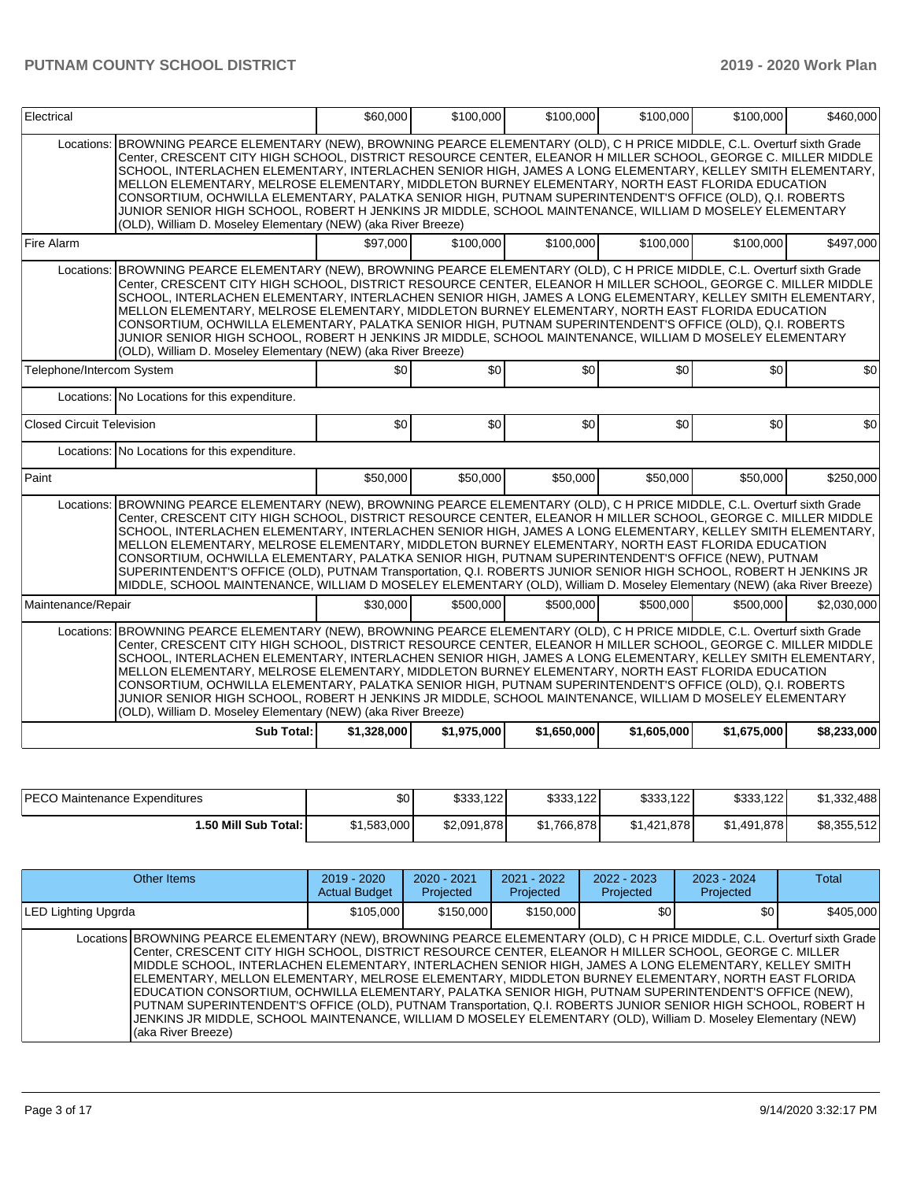| Electrical | | $60,000 | $100,000 | $100,000 | $100,000 | $100,000 | $460,000 |
|---|---|---|---|---|---|---|---|
| Locations: | BROWNING PEARCE ELEMENTARY (NEW), BROWNING PEARCE ELEMENTARY (OLD), C H PRICE MIDDLE, C.L. Overturf sixth Grade Center, CRESCENT CITY HIGH SCHOOL, DISTRICT RESOURCE CENTER, ELEANOR H MILLER SCHOOL, GEORGE C. MILLER MIDDLE SCHOOL, INTERLACHEN ELEMENTARY, INTERLACHEN SENIOR HIGH, JAMES A LONG ELEMENTARY, KELLEY SMITH ELEMENTARY, MELLON ELEMENTARY, MELROSE ELEMENTARY, MIDDLETON BURNEY ELEMENTARY, NORTH EAST FLORIDA EDUCATION CONSORTIUM, OCHWILLA ELEMENTARY, PALATKA SENIOR HIGH, PUTNAM SUPERINTENDENT'S OFFICE (OLD), Q.I. ROBERTS JUNIOR SENIOR HIGH SCHOOL, ROBERT H JENKINS JR MIDDLE, SCHOOL MAINTENANCE, WILLIAM D MOSELEY ELEMENTARY (OLD), William D. Moseley Elementary (NEW) (aka River Breeze) | | | | | | |
| Fire Alarm | | $97,000 | $100,000 | $100,000 | $100,000 | $100,000 | $497,000 |
| Locations: | BROWNING PEARCE ELEMENTARY (NEW), BROWNING PEARCE ELEMENTARY (OLD), C H PRICE MIDDLE, C.L. Overturf sixth Grade Center, CRESCENT CITY HIGH SCHOOL, DISTRICT RESOURCE CENTER, ELEANOR H MILLER SCHOOL, GEORGE C. MILLER MIDDLE SCHOOL, INTERLACHEN ELEMENTARY, INTERLACHEN SENIOR HIGH, JAMES A LONG ELEMENTARY, KELLEY SMITH ELEMENTARY, MELLON ELEMENTARY, MELROSE ELEMENTARY, MIDDLETON BURNEY ELEMENTARY, NORTH EAST FLORIDA EDUCATION CONSORTIUM, OCHWILLA ELEMENTARY, PALATKA SENIOR HIGH, PUTNAM SUPERINTENDENT'S OFFICE (OLD), Q.I. ROBERTS JUNIOR SENIOR HIGH SCHOOL, ROBERT H JENKINS JR MIDDLE, SCHOOL MAINTENANCE, WILLIAM D MOSELEY ELEMENTARY (OLD), William D. Moseley Elementary (NEW) (aka River Breeze) | | | | | | |
| Telephone/Intercom System | | $0 | $0 | $0 | $0 | $0 | $0 |
| Locations: | No Locations for this expenditure. | | | | | | |
| Closed Circuit Television | | $0 | $0 | $0 | $0 | $0 | $0 |
| Locations: | No Locations for this expenditure. | | | | | | |
| Paint | | $50,000 | $50,000 | $50,000 | $50,000 | $50,000 | $250,000 |
| Locations: | BROWNING PEARCE ELEMENTARY (NEW), BROWNING PEARCE ELEMENTARY (OLD), C H PRICE MIDDLE, C.L. Overturf sixth Grade Center, CRESCENT CITY HIGH SCHOOL, DISTRICT RESOURCE CENTER, ELEANOR H MILLER SCHOOL, GEORGE C. MILLER MIDDLE SCHOOL, INTERLACHEN ELEMENTARY, INTERLACHEN SENIOR HIGH, JAMES A LONG ELEMENTARY, KELLEY SMITH ELEMENTARY, MELLON ELEMENTARY, MELROSE ELEMENTARY, MIDDLETON BURNEY ELEMENTARY, NORTH EAST FLORIDA EDUCATION CONSORTIUM, OCHWILLA ELEMENTARY, PALATKA SENIOR HIGH, PUTNAM SUPERINTENDENT'S OFFICE (NEW), PUTNAM SUPERINTENDENT'S OFFICE (OLD), PUTNAM Transportation, Q.I. ROBERTS JUNIOR SENIOR HIGH SCHOOL, ROBERT H JENKINS JR MIDDLE, SCHOOL MAINTENANCE, WILLIAM D MOSELEY ELEMENTARY (OLD), William D. Moseley Elementary (NEW) (aka River Breeze) | | | | | | |
| Maintenance/Repair | | $30,000 | $500,000 | $500,000 | $500,000 | $500,000 | $2,030,000 |
| Locations: | BROWNING PEARCE ELEMENTARY (NEW), BROWNING PEARCE ELEMENTARY (OLD), C H PRICE MIDDLE, C.L. Overturf sixth Grade Center, CRESCENT CITY HIGH SCHOOL, DISTRICT RESOURCE CENTER, ELEANOR H MILLER SCHOOL, GEORGE C. MILLER MIDDLE SCHOOL, INTERLACHEN ELEMENTARY, INTERLACHEN SENIOR HIGH, JAMES A LONG ELEMENTARY, KELLEY SMITH ELEMENTARY, MELLON ELEMENTARY, MELROSE ELEMENTARY, MIDDLETON BURNEY ELEMENTARY, NORTH EAST FLORIDA EDUCATION CONSORTIUM, OCHWILLA ELEMENTARY, PALATKA SENIOR HIGH, PUTNAM SUPERINTENDENT'S OFFICE (OLD), Q.I. ROBERTS JUNIOR SENIOR HIGH SCHOOL, ROBERT H JENKINS JR MIDDLE, SCHOOL MAINTENANCE, WILLIAM D MOSELEY ELEMENTARY (OLD), William D. Moseley Elementary (NEW) (aka River Breeze) | | | | | | |
| | **Sub Total:** | **$1,328,000** | **$1,975,000** | **$1,650,000** | **$1,605,000** | **$1,675,000** | **$8,233,000** |

| PECO Maintenance Expenditures | $0 | $333,122 | $333,122 | $333,122 | $333,122 | $1,332,488 |
|---|---|---|---|---|---|---|
| **1.50 Mill Sub Total:** | $1,583,000 | $2,091,878 | $1,766,878 | $1,421,878 | $1,491,878 | $8,355,512 |

| Other Items | | 2019 - 2020 Actual Budget | 2020 - 2021 Projected | 2021 - 2022 Projected | 2022 - 2023 Projected | 2023 - 2024 Projected | Total |
|---|---|---|---|---|---|---|---|
| LED Lighting Upgrda | | $105,000 | $150,000 | $150,000 | $0 | $0 | $405,000 |
| Locations | BROWNING PEARCE ELEMENTARY (NEW), BROWNING PEARCE ELEMENTARY (OLD), C H PRICE MIDDLE, C.L. Overturf sixth Grade Center, CRESCENT CITY HIGH SCHOOL, DISTRICT RESOURCE CENTER, ELEANOR H MILLER SCHOOL, GEORGE C. MILLER MIDDLE SCHOOL, INTERLACHEN ELEMENTARY, INTERLACHEN SENIOR HIGH, JAMES A LONG ELEMENTARY, KELLEY SMITH ELEMENTARY, MELLON ELEMENTARY, MELROSE ELEMENTARY, MIDDLETON BURNEY ELEMENTARY, NORTH EAST FLORIDA EDUCATION CONSORTIUM, OCHWILLA ELEMENTARY, PALATKA SENIOR HIGH, PUTNAM SUPERINTENDENT'S OFFICE (NEW), PUTNAM SUPERINTENDENT'S OFFICE (OLD), PUTNAM Transportation, Q.I. ROBERTS JUNIOR SENIOR HIGH SCHOOL, ROBERT H JENKINS JR MIDDLE, SCHOOL MAINTENANCE, WILLIAM D MOSELEY ELEMENTARY (OLD), William D. Moseley Elementary (NEW) (aka River Breeze) | | | | | | |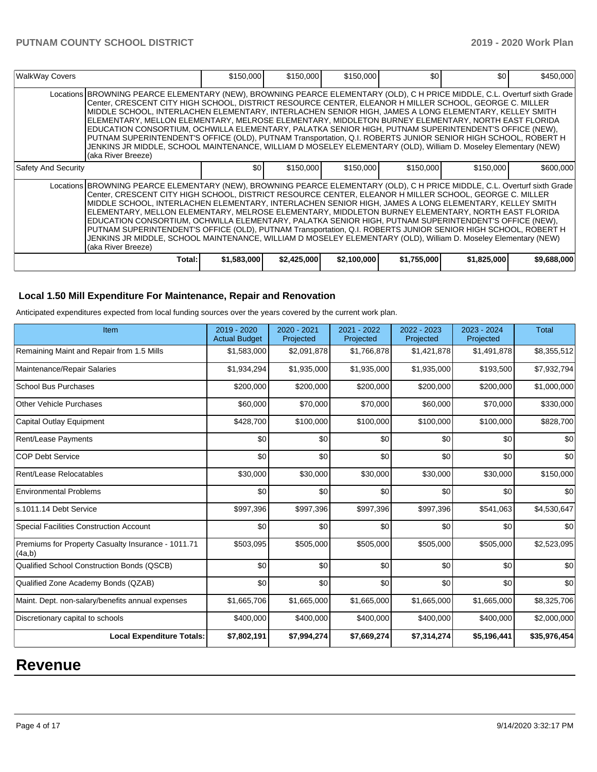| WalkWay Covers | | $150,000 | $150,000 | $150,000 | $0 | $0 | $450,000 |
|---|---|---|---|---|---|---|---|
| | Locations | BROWNING PEARCE ELEMENTARY (NEW), BROWNING PEARCE ELEMENTARY (OLD), C H PRICE MIDDLE, C.L. Overturf sixth Grade Center, CRESCENT CITY HIGH SCHOOL, DISTRICT RESOURCE CENTER, ELEANOR H MILLER SCHOOL, GEORGE C. MILLER MIDDLE SCHOOL, INTERLACHEN ELEMENTARY, INTERLACHEN SENIOR HIGH, JAMES A LONG ELEMENTARY, KELLEY SMITH ELEMENTARY, MELLON ELEMENTARY, MELROSE ELEMENTARY, MIDDLETON BURNEY ELEMENTARY, NORTH EAST FLORIDA EDUCATION CONSORTIUM, OCHWILLA ELEMENTARY, PALATKA SENIOR HIGH, PUTNAM SUPERINTENDENT'S OFFICE (NEW), PUTNAM SUPERINTENDENT'S OFFICE (OLD), PUTNAM Transportation, Q.I. ROBERTS JUNIOR SENIOR HIGH SCHOOL, ROBERT H JENKINS JR MIDDLE, SCHOOL MAINTENANCE, WILLIAM D MOSELEY ELEMENTARY (OLD), William D. Moseley Elementary (NEW) (aka River Breeze) | | | | | |
| Safety And Security | | $0 | $150,000 | $150,000 | $150,000 | $150,000 | $600,000 |
| | Locations | BROWNING PEARCE ELEMENTARY (NEW), BROWNING PEARCE ELEMENTARY (OLD), C H PRICE MIDDLE, C.L. Overturf sixth Grade Center, CRESCENT CITY HIGH SCHOOL, DISTRICT RESOURCE CENTER, ELEANOR H MILLER SCHOOL, GEORGE C. MILLER MIDDLE SCHOOL, INTERLACHEN ELEMENTARY, INTERLACHEN SENIOR HIGH, JAMES A LONG ELEMENTARY, KELLEY SMITH ELEMENTARY, MELLON ELEMENTARY, MELROSE ELEMENTARY, MIDDLETON BURNEY ELEMENTARY, NORTH EAST FLORIDA EDUCATION CONSORTIUM, OCHWILLA ELEMENTARY, PALATKA SENIOR HIGH, PUTNAM SUPERINTENDENT'S OFFICE (NEW), PUTNAM SUPERINTENDENT'S OFFICE (OLD), PUTNAM Transportation, Q.I. ROBERTS JUNIOR SENIOR HIGH SCHOOL, ROBERT H JENKINS JR MIDDLE, SCHOOL MAINTENANCE, WILLIAM D MOSELEY ELEMENTARY (OLD), William D. Moseley Elementary (NEW) (aka River Breeze) | | | | | |
| | Total: | $1,583,000 | $2,425,000 | $2,100,000 | $1,755,000 | $1,825,000 | $9,688,000 |

## Local 1.50 Mill Expenditure For Maintenance, Repair and Renovation

Anticipated expenditures expected from local funding sources over the years covered by the current work plan.

| Item | 2019 - 2020 Actual Budget | 2020 - 2021 Projected | 2021 - 2022 Projected | 2022 - 2023 Projected | 2023 - 2024 Projected | Total |
|---|---|---|---|---|---|---|
| Remaining Maint and Repair from 1.5 Mills | $1,583,000 | $2,091,878 | $1,766,878 | $1,421,878 | $1,491,878 | $8,355,512 |
| Maintenance/Repair Salaries | $1,934,294 | $1,935,000 | $1,935,000 | $1,935,000 | $193,500 | $7,932,794 |
| School Bus Purchases | $200,000 | $200,000 | $200,000 | $200,000 | $200,000 | $1,000,000 |
| Other Vehicle Purchases | $60,000 | $70,000 | $70,000 | $60,000 | $70,000 | $330,000 |
| Capital Outlay Equipment | $428,700 | $100,000 | $100,000 | $100,000 | $100,000 | $828,700 |
| Rent/Lease Payments | $0 | $0 | $0 | $0 | $0 | $0 |
| COP Debt Service | $0 | $0 | $0 | $0 | $0 | $0 |
| Rent/Lease Relocatables | $30,000 | $30,000 | $30,000 | $30,000 | $30,000 | $150,000 |
| Environmental Problems | $0 | $0 | $0 | $0 | $0 | $0 |
| s.1011.14 Debt Service | $997,396 | $997,396 | $997,396 | $997,396 | $541,063 | $4,530,647 |
| Special Facilities Construction Account | $0 | $0 | $0 | $0 | $0 | $0 |
| Premiums for Property Casualty Insurance - 1011.71 (4a,b) | $503,095 | $505,000 | $505,000 | $505,000 | $505,000 | $2,523,095 |
| Qualified School Construction Bonds (QSCB) | $0 | $0 | $0 | $0 | $0 | $0 |
| Qualified Zone Academy Bonds (QZAB) | $0 | $0 | $0 | $0 | $0 | $0 |
| Maint. Dept. non-salary/benefits annual expenses | $1,665,706 | $1,665,000 | $1,665,000 | $1,665,000 | $1,665,000 | $8,325,706 |
| Discretionary capital to schools | $400,000 | $400,000 | $400,000 | $400,000 | $400,000 | $2,000,000 |
| **Local Expenditure Totals:** | **$7,802,191** | **$7,994,274** | **$7,669,274** | **$7,314,274** | **$5,196,441** | **$35,976,454** |

# Revenue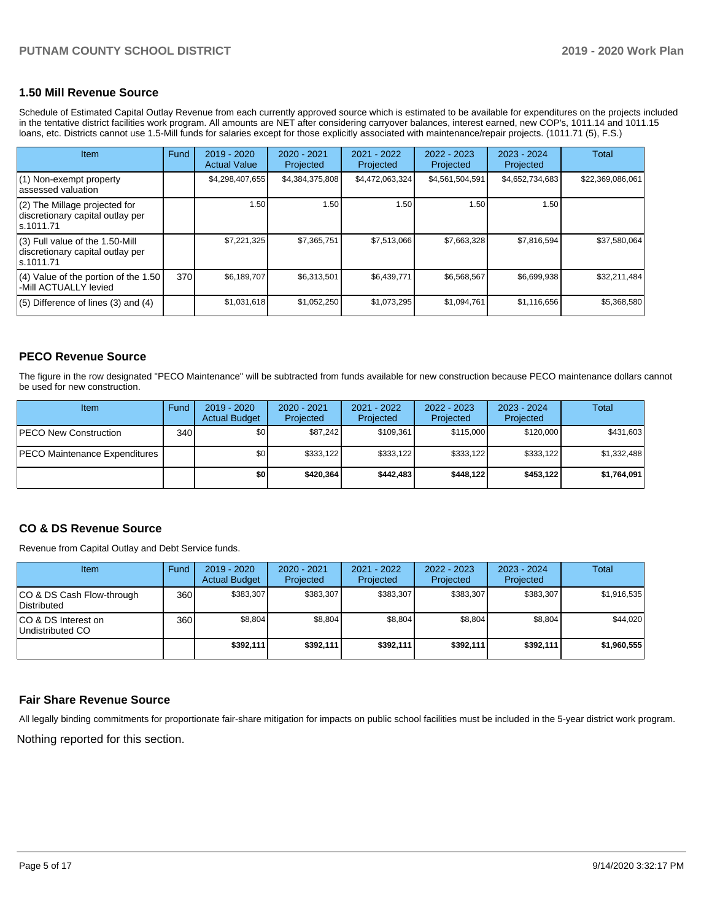### 1.50 Mill Revenue Source

Schedule of Estimated Capital Outlay Revenue from each currently approved source which is estimated to be available for expenditures on the projects included in the tentative district facilities work program. All amounts are NET after considering carryover balances, interest earned, new COP's, 1011.14 and 1011.15 loans, etc. Districts cannot use 1.5-Mill funds for salaries except for those explicitly associated with maintenance/repair projects. (1011.71 (5), F.S.)

| Item | Fund | 2019 - 2020 Actual Value | 2020 - 2021 Projected | 2021 - 2022 Projected | 2022 - 2023 Projected | 2023 - 2024 Projected | Total |
|---|---|---|---|---|---|---|---|
| (1) Non-exempt property assessed valuation | | $4,298,407,655 | $4,384,375,808 | $4,472,063,324 | $4,561,504,591 | $4,652,734,683 | $22,369,086,061 |
| (2) The Millage projected for discretionary capital outlay per s.1011.71 | | 1.50 | 1.50 | 1.50 | 1.50 | 1.50 | |
| (3) Full value of the 1.50-Mill discretionary capital outlay per s.1011.71 | | $7,221,325 | $7,365,751 | $7,513,066 | $7,663,328 | $7,816,594 | $37,580,064 |
| (4) Value of the portion of the 1.50 -Mill ACTUALLY levied | 370 | $6,189,707 | $6,313,501 | $6,439,771 | $6,568,567 | $6,699,938 | $32,211,484 |
| (5) Difference of lines (3) and (4) | | $1,031,618 | $1,052,250 | $1,073,295 | $1,094,761 | $1,116,656 | $5,368,580 |

### PECO Revenue Source

The figure in the row designated "PECO Maintenance" will be subtracted from funds available for new construction because PECO maintenance dollars cannot be used for new construction.

| Item | Fund | 2019 - 2020 Actual Budget | 2020 - 2021 Projected | 2021 - 2022 Projected | 2022 - 2023 Projected | 2023 - 2024 Projected | Total |
|---|---|---|---|---|---|---|---|
| PECO New Construction | 340 | $0 | $87,242 | $109,361 | $115,000 | $120,000 | $431,603 |
| PECO Maintenance Expenditures | | $0 | $333,122 | $333,122 | $333,122 | $333,122 | $1,332,488 |
| | | **$0** | **$420,364** | **$442,483** | **$448,122** | **$453,122** | **$1,764,091** |

### CO & DS Revenue Source

Revenue from Capital Outlay and Debt Service funds.

| Item | Fund | 2019 - 2020 Actual Budget | 2020 - 2021 Projected | 2021 - 2022 Projected | 2022 - 2023 Projected | 2023 - 2024 Projected | Total |
|---|---|---|---|---|---|---|---|
| CO & DS Cash Flow-through Distributed | 360 | $383,307 | $383,307 | $383,307 | $383,307 | $383,307 | $1,916,535 |
| CO & DS Interest on Undistributed CO | 360 | $8,804 | $8,804 | $8,804 | $8,804 | $8,804 | $44,020 |
| | | **$392,111** | **$392,111** | **$392,111** | **$392,111** | **$392,111** | **$1,960,555** |

### Fair Share Revenue Source

All legally binding commitments for proportionate fair-share mitigation for impacts on public school facilities must be included in the 5-year district work program.

Nothing reported for this section.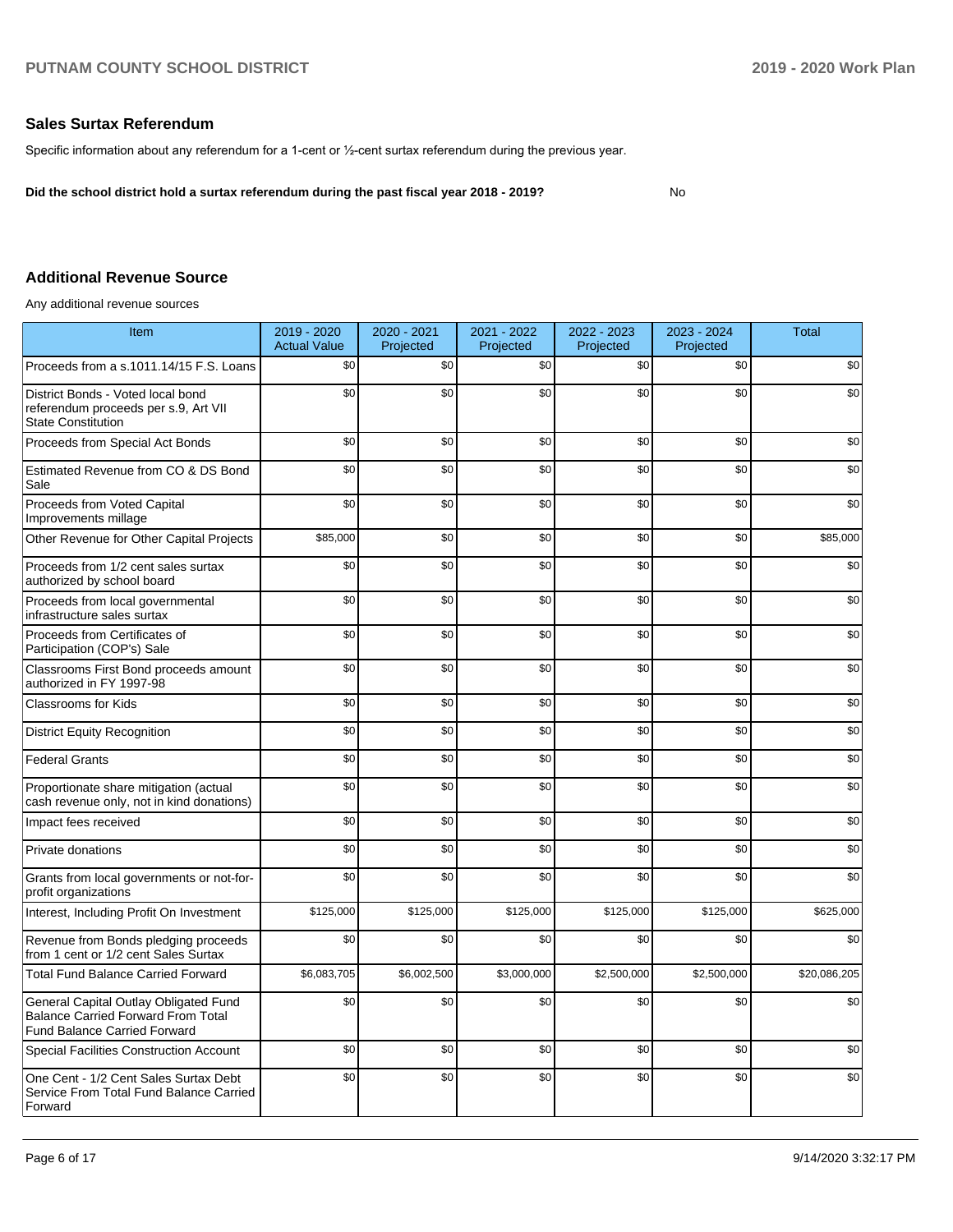## Sales Surtax Referendum

Specific information about any referendum for a 1-cent or ½-cent surtax referendum during the previous year.

**Did the school district hold a surtax referendum during the past fiscal year 2018 - 2019?** No

## Additional Revenue Source

Any additional revenue sources

| Item | 2019 - 2020 Actual Value | 2020 - 2021 Projected | 2021 - 2022 Projected | 2022 - 2023 Projected | 2023 - 2024 Projected | Total |
|---|---|---|---|---|---|---|
| Proceeds from a s.1011.14/15 F.S. Loans | $0 | $0 | $0 | $0 | $0 | $0 |
| District Bonds - Voted local bond referendum proceeds per s.9, Art VII State Constitution | $0 | $0 | $0 | $0 | $0 | $0 |
| Proceeds from Special Act Bonds | $0 | $0 | $0 | $0 | $0 | $0 |
| Estimated Revenue from CO & DS Bond Sale | $0 | $0 | $0 | $0 | $0 | $0 |
| Proceeds from Voted Capital Improvements millage | $0 | $0 | $0 | $0 | $0 | $0 |
| Other Revenue for Other Capital Projects | $85,000 | $0 | $0 | $0 | $0 | $85,000 |
| Proceeds from 1/2 cent sales surtax authorized by school board | $0 | $0 | $0 | $0 | $0 | $0 |
| Proceeds from local governmental infrastructure sales surtax | $0 | $0 | $0 | $0 | $0 | $0 |
| Proceeds from Certificates of Participation (COP's) Sale | $0 | $0 | $0 | $0 | $0 | $0 |
| Classrooms First Bond proceeds amount authorized in FY 1997-98 | $0 | $0 | $0 | $0 | $0 | $0 |
| Classrooms for Kids | $0 | $0 | $0 | $0 | $0 | $0 |
| District Equity Recognition | $0 | $0 | $0 | $0 | $0 | $0 |
| Federal Grants | $0 | $0 | $0 | $0 | $0 | $0 |
| Proportionate share mitigation (actual cash revenue only, not in kind donations) | $0 | $0 | $0 | $0 | $0 | $0 |
| Impact fees received | $0 | $0 | $0 | $0 | $0 | $0 |
| Private donations | $0 | $0 | $0 | $0 | $0 | $0 |
| Grants from local governments or not-for-profit organizations | $0 | $0 | $0 | $0 | $0 | $0 |
| Interest, Including Profit On Investment | $125,000 | $125,000 | $125,000 | $125,000 | $125,000 | $625,000 |
| Revenue from Bonds pledging proceeds from 1 cent or 1/2 cent Sales Surtax | $0 | $0 | $0 | $0 | $0 | $0 |
| Total Fund Balance Carried Forward | $6,083,705 | $6,002,500 | $3,000,000 | $2,500,000 | $2,500,000 | $20,086,205 |
| General Capital Outlay Obligated Fund Balance Carried Forward From Total Fund Balance Carried Forward | $0 | $0 | $0 | $0 | $0 | $0 |
| Special Facilities Construction Account | $0 | $0 | $0 | $0 | $0 | $0 |
| One Cent - 1/2 Cent Sales Surtax Debt Service From Total Fund Balance Carried Forward | $0 | $0 | $0 | $0 | $0 | $0 |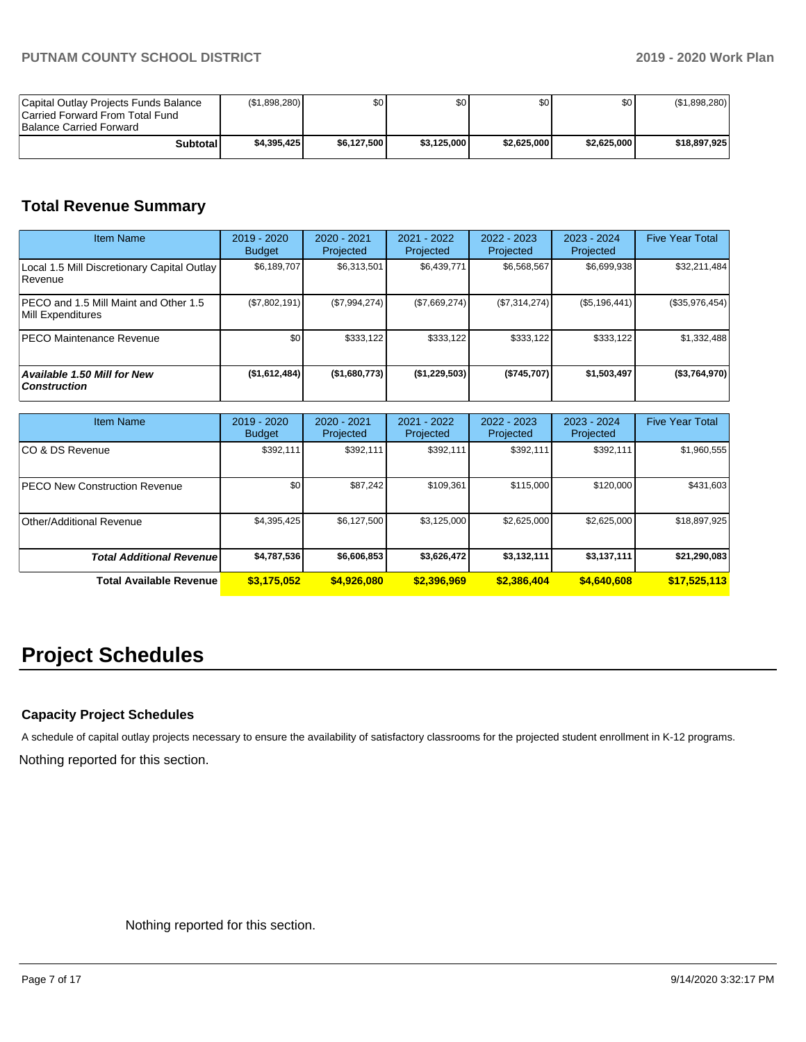| | | | | | | |
|---|---|---|---|---|---|---|
| Capital Outlay Projects Funds Balance Carried Forward From Total Fund Balance Carried Forward | ($1,898,280) | $0 | $0 | $0 | $0 | ($1,898,280) |
| **Subtotal** | **$4,395,425** | **$6,127,500** | **$3,125,000** | **$2,625,000** | **$2,625,000** | **$18,897,925** |

## Total Revenue Summary

| Item Name | 2019 - 2020 Budget | 2020 - 2021 Projected | 2021 - 2022 Projected | 2022 - 2023 Projected | 2023 - 2024 Projected | Five Year Total |
|---|---|---|---|---|---|---|
| Local 1.5 Mill Discretionary Capital Outlay Revenue | $6,189,707 | $6,313,501 | $6,439,771 | $6,568,567 | $6,699,938 | $32,211,484 |
| PECO and 1.5 Mill Maint and Other 1.5 Mill Expenditures | ($7,802,191) | ($7,994,274) | ($7,669,274) | ($7,314,274) | ($5,196,441) | ($35,976,454) |
| PECO Maintenance Revenue | $0 | $333,122 | $333,122 | $333,122 | $333,122 | $1,332,488 |
| ***Available 1.50 Mill for New Construction*** | **($1,612,484)** | **($1,680,773)** | **($1,229,503)** | **($745,707)** | **$1,503,497** | **($3,764,970)** |

| Item Name | 2019 - 2020 Budget | 2020 - 2021 Projected | 2021 - 2022 Projected | 2022 - 2023 Projected | 2023 - 2024 Projected | Five Year Total |
|---|---|---|---|---|---|---|
| CO & DS Revenue | $392,111 | $392,111 | $392,111 | $392,111 | $392,111 | $1,960,555 |
| PECO New Construction Revenue | $0 | $87,242 | $109,361 | $115,000 | $120,000 | $431,603 |
| Other/Additional Revenue | $4,395,425 | $6,127,500 | $3,125,000 | $2,625,000 | $2,625,000 | $18,897,925 |
| ***Total Additional Revenue*** | **$4,787,536** | **$6,606,853** | **$3,626,472** | **$3,132,111** | **$3,137,111** | **$21,290,083** |
| **Total Available Revenue** | **$3,175,052** | **$4,926,080** | **$2,396,969** | **$2,386,404** | **$4,640,608** | **$17,525,113** |

# Project Schedules

### Capacity Project Schedules

A schedule of capital outlay projects necessary to ensure the availability of satisfactory classrooms for the projected student enrollment in K-12 programs.

Nothing reported for this section.

Nothing reported for this section.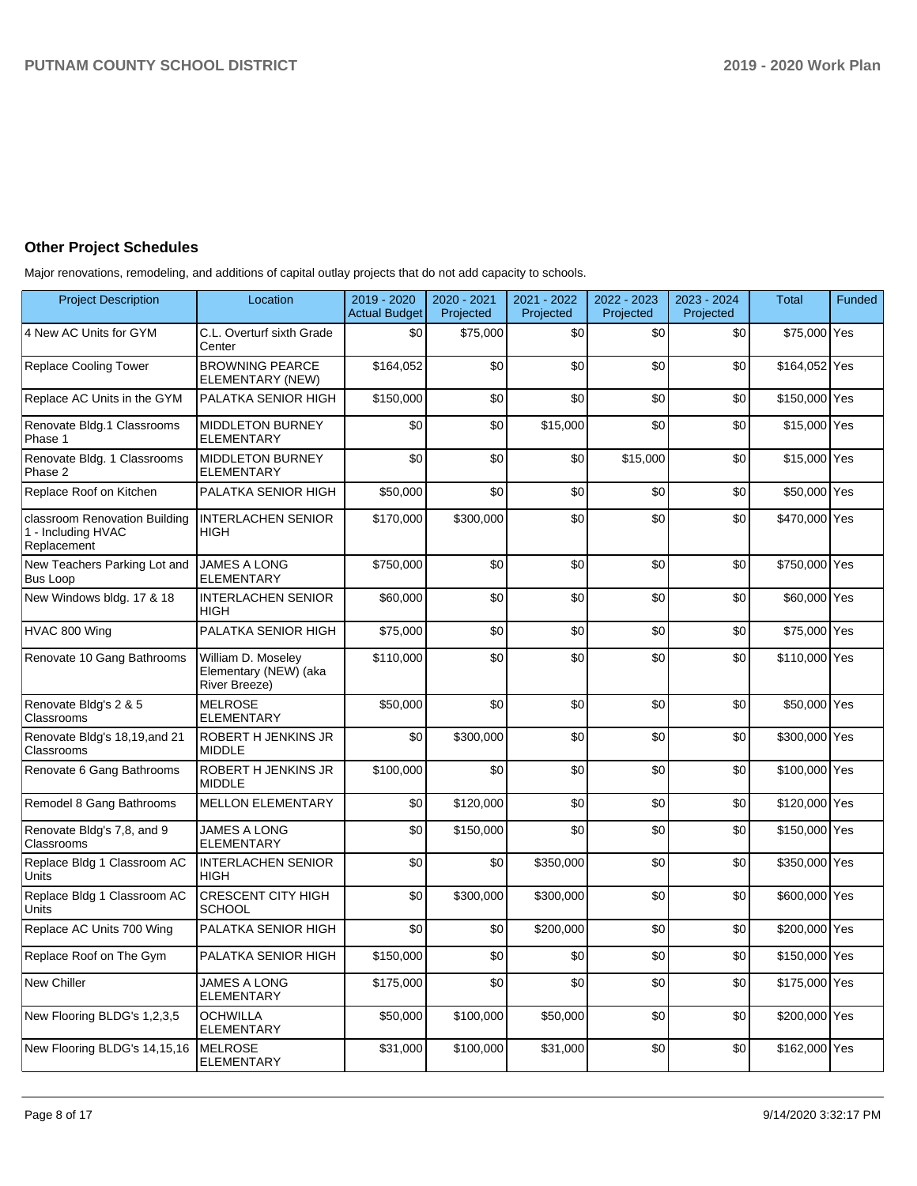## Other Project Schedules

Major renovations, remodeling, and additions of capital outlay projects that do not add capacity to schools.

| Project Description | Location | 2019 - 2020 Actual Budget | 2020 - 2021 Projected | 2021 - 2022 Projected | 2022 - 2023 Projected | 2023 - 2024 Projected | Total | Funded |
|---|---|---|---|---|---|---|---|---|
| 4 New AC Units for GYM | C.L. Overturf sixth Grade Center | $0 | $75,000 | $0 | $0 | $0 | $75,000 | Yes |
| Replace Cooling Tower | BROWNING PEARCE ELEMENTARY (NEW) | $164,052 | $0 | $0 | $0 | $0 | $164,052 | Yes |
| Replace AC Units in the GYM | PALATKA SENIOR HIGH | $150,000 | $0 | $0 | $0 | $0 | $150,000 | Yes |
| Renovate Bldg.1 Classrooms Phase 1 | MIDDLETON BURNEY ELEMENTARY | $0 | $0 | $15,000 | $0 | $0 | $15,000 | Yes |
| Renovate Bldg. 1 Classrooms Phase 2 | MIDDLETON BURNEY ELEMENTARY | $0 | $0 | $0 | $15,000 | $0 | $15,000 | Yes |
| Replace Roof on Kitchen | PALATKA SENIOR HIGH | $50,000 | $0 | $0 | $0 | $0 | $50,000 | Yes |
| classroom Renovation Building 1 - Including HVAC Replacement | INTERLACHEN SENIOR HIGH | $170,000 | $300,000 | $0 | $0 | $0 | $470,000 | Yes |
| New Teachers Parking Lot and Bus Loop | JAMES A LONG ELEMENTARY | $750,000 | $0 | $0 | $0 | $0 | $750,000 | Yes |
| New Windows bldg. 17 & 18 | INTERLACHEN SENIOR HIGH | $60,000 | $0 | $0 | $0 | $0 | $60,000 | Yes |
| HVAC 800 Wing | PALATKA SENIOR HIGH | $75,000 | $0 | $0 | $0 | $0 | $75,000 | Yes |
| Renovate 10 Gang Bathrooms | William D. Moseley Elementary (NEW) (aka River Breeze) | $110,000 | $0 | $0 | $0 | $0 | $110,000 | Yes |
| Renovate Bldg's 2 & 5 Classrooms | MELROSE ELEMENTARY | $50,000 | $0 | $0 | $0 | $0 | $50,000 | Yes |
| Renovate Bldg's 18,19,and 21 Classrooms | ROBERT H JENKINS JR MIDDLE | $0 | $300,000 | $0 | $0 | $0 | $300,000 | Yes |
| Renovate 6 Gang Bathrooms | ROBERT H JENKINS JR MIDDLE | $100,000 | $0 | $0 | $0 | $0 | $100,000 | Yes |
| Remodel 8 Gang Bathrooms | MELLON ELEMENTARY | $0 | $120,000 | $0 | $0 | $0 | $120,000 | Yes |
| Renovate Bldg's 7,8, and 9 Classrooms | JAMES A LONG ELEMENTARY | $0 | $150,000 | $0 | $0 | $0 | $150,000 | Yes |
| Replace Bldg 1 Classroom AC Units | INTERLACHEN SENIOR HIGH | $0 | $0 | $350,000 | $0 | $0 | $350,000 | Yes |
| Replace Bldg 1 Classroom AC Units | CRESCENT CITY HIGH SCHOOL | $0 | $300,000 | $300,000 | $0 | $0 | $600,000 | Yes |
| Replace AC Units 700 Wing | PALATKA SENIOR HIGH | $0 | $0 | $200,000 | $0 | $0 | $200,000 | Yes |
| Replace Roof on The Gym | PALATKA SENIOR HIGH | $150,000 | $0 | $0 | $0 | $0 | $150,000 | Yes |
| New Chiller | JAMES A LONG ELEMENTARY | $175,000 | $0 | $0 | $0 | $0 | $175,000 | Yes |
| New Flooring BLDG's 1,2,3,5 | OCHWILLA ELEMENTARY | $50,000 | $100,000 | $50,000 | $0 | $0 | $200,000 | Yes |
| New Flooring BLDG's 14,15,16 | MELROSE ELEMENTARY | $31,000 | $100,000 | $31,000 | $0 | $0 | $162,000 | Yes |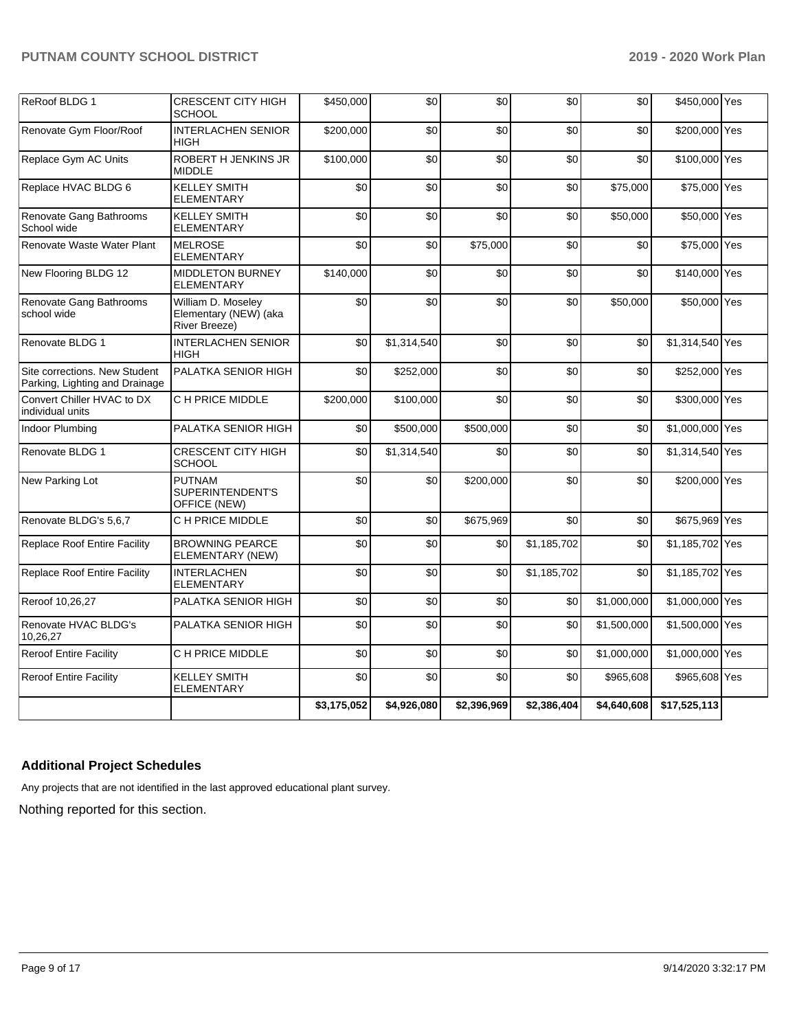| | | | | | | | | |
|---|---|---|---|---|---|---|---|---|
| ReRoof BLDG 1 | CRESCENT CITY HIGH SCHOOL | $450,000 | $0 | $0 | $0 | $0 | $450,000 | Yes |
| Renovate Gym Floor/Roof | INTERLACHEN SENIOR HIGH | $200,000 | $0 | $0 | $0 | $0 | $200,000 | Yes |
| Replace Gym AC Units | ROBERT H JENKINS JR MIDDLE | $100,000 | $0 | $0 | $0 | $0 | $100,000 | Yes |
| Replace HVAC BLDG 6 | KELLEY SMITH ELEMENTARY | $0 | $0 | $0 | $0 | $75,000 | $75,000 | Yes |
| Renovate Gang Bathrooms School wide | KELLEY SMITH ELEMENTARY | $0 | $0 | $0 | $0 | $50,000 | $50,000 | Yes |
| Renovate Waste Water Plant | MELROSE ELEMENTARY | $0 | $0 | $75,000 | $0 | $0 | $75,000 | Yes |
| New Flooring BLDG 12 | MIDDLETON BURNEY ELEMENTARY | $140,000 | $0 | $0 | $0 | $0 | $140,000 | Yes |
| Renovate Gang Bathrooms school wide | William D. Moseley Elementary (NEW) (aka River Breeze) | $0 | $0 | $0 | $0 | $50,000 | $50,000 | Yes |
| Renovate BLDG 1 | INTERLACHEN SENIOR HIGH | $0 | $1,314,540 | $0 | $0 | $0 | $1,314,540 | Yes |
| Site corrections. New Student Parking, Lighting and Drainage | PALATKA SENIOR HIGH | $0 | $252,000 | $0 | $0 | $0 | $252,000 | Yes |
| Convert Chiller HVAC to DX individual units | C H PRICE MIDDLE | $200,000 | $100,000 | $0 | $0 | $0 | $300,000 | Yes |
| Indoor Plumbing | PALATKA SENIOR HIGH | $0 | $500,000 | $500,000 | $0 | $0 | $1,000,000 | Yes |
| Renovate BLDG 1 | CRESCENT CITY HIGH SCHOOL | $0 | $1,314,540 | $0 | $0 | $0 | $1,314,540 | Yes |
| New Parking Lot | PUTNAM SUPERINTENDENT'S OFFICE (NEW) | $0 | $0 | $200,000 | $0 | $0 | $200,000 | Yes |
| Renovate BLDG's 5,6,7 | C H PRICE MIDDLE | $0 | $0 | $675,969 | $0 | $0 | $675,969 | Yes |
| Replace Roof Entire Facility | BROWNING PEARCE ELEMENTARY (NEW) | $0 | $0 | $0 | $1,185,702 | $0 | $1,185,702 | Yes |
| Replace Roof Entire Facility | INTERLACHEN ELEMENTARY | $0 | $0 | $0 | $1,185,702 | $0 | $1,185,702 | Yes |
| Reroof 10,26,27 | PALATKA SENIOR HIGH | $0 | $0 | $0 | $0 | $1,000,000 | $1,000,000 | Yes |
| Renovate HVAC BLDG's 10,26,27 | PALATKA SENIOR HIGH | $0 | $0 | $0 | $0 | $1,500,000 | $1,500,000 | Yes |
| Reroof Entire Facility | C H PRICE MIDDLE | $0 | $0 | $0 | $0 | $1,000,000 | $1,000,000 | Yes |
| Reroof Entire Facility | KELLEY SMITH ELEMENTARY | $0 | $0 | $0 | $0 | $965,608 | $965,608 | Yes |
| | | **$3,175,052** | **$4,926,080** | **$2,396,969** | **$2,386,404** | **$4,640,608** | **$17,525,113** | |

### Additional Project Schedules

Any projects that are not identified in the last approved educational plant survey.

Nothing reported for this section.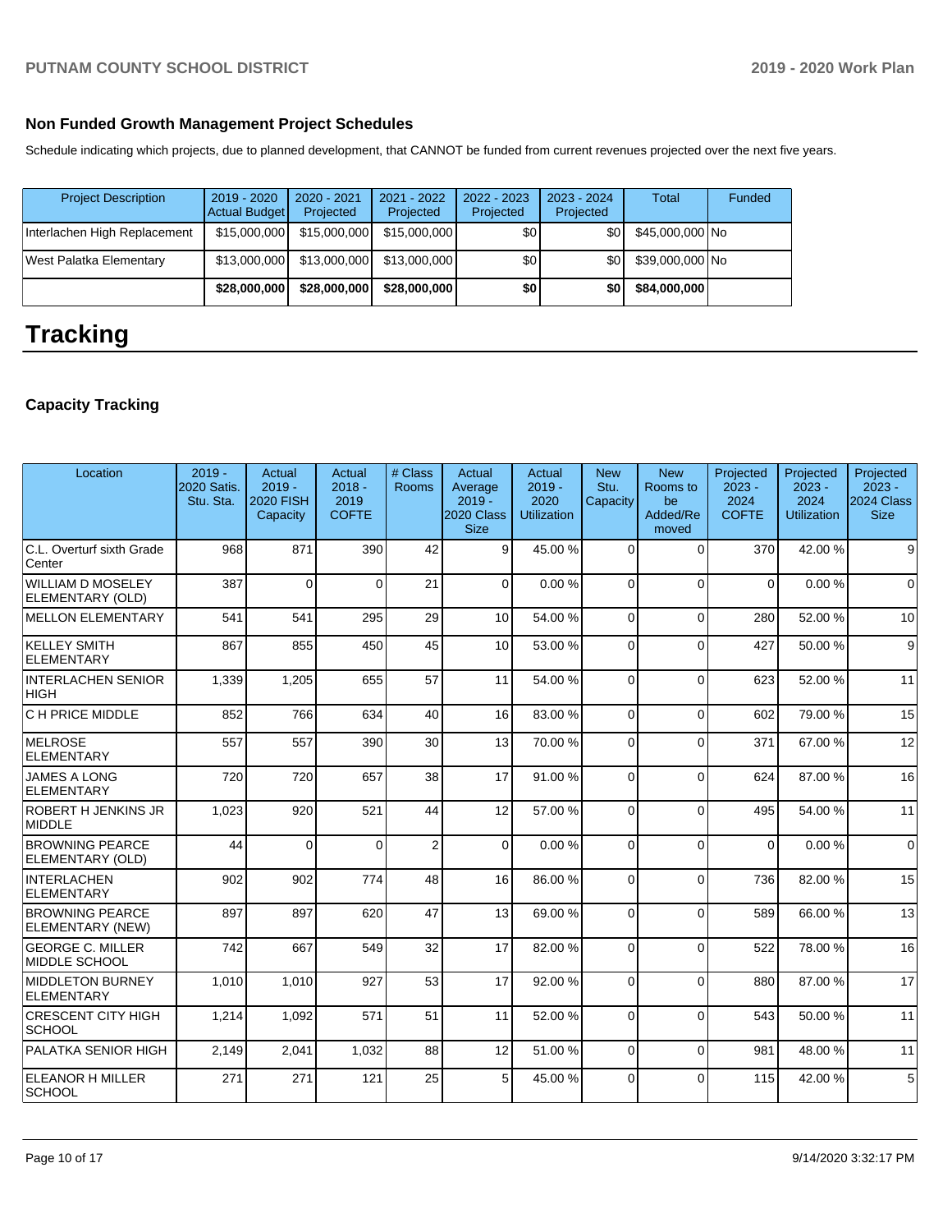## Non Funded Growth Management Project Schedules

Schedule indicating which projects, due to planned development, that CANNOT be funded from current revenues projected over the next five years.

| Project Description | 2019 - 2020 Actual Budget | 2020 - 2021 Projected | 2021 - 2022 Projected | 2022 - 2023 Projected | 2023 - 2024 Projected | Total | Funded |
|---|---|---|---|---|---|---|---|
| Interlachen High Replacement | $15,000,000 | $15,000,000 | $15,000,000 | $0 | $0 | $45,000,000 | No |
| West Palatka Elementary | $13,000,000 | $13,000,000 | $13,000,000 | $0 | $0 | $39,000,000 | No |
| | **$28,000,000** | **$28,000,000** | **$28,000,000** | **$0** | **$0** | **$84,000,000** | |

# Tracking

### Capacity Tracking

| Location | 2019 - 2020 Satis. Stu. Sta. | Actual 2019 - 2020 FISH Capacity | Actual 2018 - 2019 COFTE | # Class Rooms | Actual Average 2019 - 2020 Class Size | Actual 2019 - 2020 Utilization | New Stu. Capacity | New Rooms to be Added/Removed | Projected 2023 - 2024 COFTE | Projected 2023 - 2024 Utilization | Projected 2023 - 2024 Class Size |
|---|---|---|---|---|---|---|---|---|---|---|---|
| C.L. Overturf sixth Grade Center | 968 | 871 | 390 | 42 | 9 | 45.00 % | 0 | 0 | 370 | 42.00 % | 9 |
| WILLIAM D MOSELEY ELEMENTARY (OLD) | 387 | 0 | 0 | 21 | 0 | 0.00 % | 0 | 0 | 0 | 0.00 % | 0 |
| MELLON ELEMENTARY | 541 | 541 | 295 | 29 | 10 | 54.00 % | 0 | 0 | 280 | 52.00 % | 10 |
| KELLEY SMITH ELEMENTARY | 867 | 855 | 450 | 45 | 10 | 53.00 % | 0 | 0 | 427 | 50.00 % | 9 |
| INTERLACHEN SENIOR HIGH | 1,339 | 1,205 | 655 | 57 | 11 | 54.00 % | 0 | 0 | 623 | 52.00 % | 11 |
| C H PRICE MIDDLE | 852 | 766 | 634 | 40 | 16 | 83.00 % | 0 | 0 | 602 | 79.00 % | 15 |
| MELROSE ELEMENTARY | 557 | 557 | 390 | 30 | 13 | 70.00 % | 0 | 0 | 371 | 67.00 % | 12 |
| JAMES A LONG ELEMENTARY | 720 | 720 | 657 | 38 | 17 | 91.00 % | 0 | 0 | 624 | 87.00 % | 16 |
| ROBERT H JENKINS JR MIDDLE | 1,023 | 920 | 521 | 44 | 12 | 57.00 % | 0 | 0 | 495 | 54.00 % | 11 |
| BROWNING PEARCE ELEMENTARY (OLD) | 44 | 0 | 0 | 2 | 0 | 0.00 % | 0 | 0 | 0 | 0.00 % | 0 |
| INTERLACHEN ELEMENTARY | 902 | 902 | 774 | 48 | 16 | 86.00 % | 0 | 0 | 736 | 82.00 % | 15 |
| BROWNING PEARCE ELEMENTARY (NEW) | 897 | 897 | 620 | 47 | 13 | 69.00 % | 0 | 0 | 589 | 66.00 % | 13 |
| GEORGE C. MILLER MIDDLE SCHOOL | 742 | 667 | 549 | 32 | 17 | 82.00 % | 0 | 0 | 522 | 78.00 % | 16 |
| MIDDLETON BURNEY ELEMENTARY | 1,010 | 1,010 | 927 | 53 | 17 | 92.00 % | 0 | 0 | 880 | 87.00 % | 17 |
| CRESCENT CITY HIGH SCHOOL | 1,214 | 1,092 | 571 | 51 | 11 | 52.00 % | 0 | 0 | 543 | 50.00 % | 11 |
| PALATKA SENIOR HIGH | 2,149 | 2,041 | 1,032 | 88 | 12 | 51.00 % | 0 | 0 | 981 | 48.00 % | 11 |
| ELEANOR H MILLER SCHOOL | 271 | 271 | 121 | 25 | 5 | 45.00 % | 0 | 0 | 115 | 42.00 % | 5 |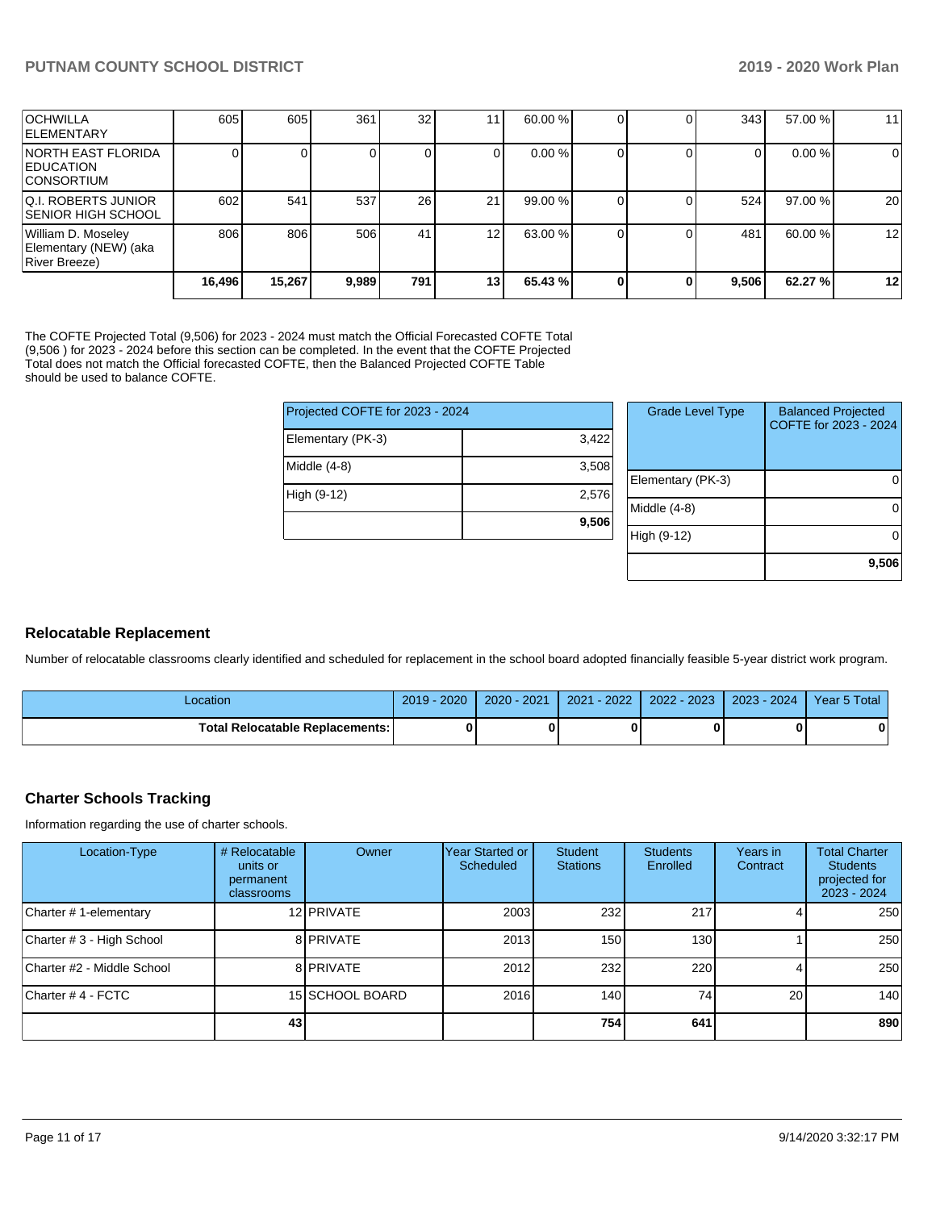| | | | | | | | | | | | |
|---|---|---|---|---|---|---|---|---|---|---|---|
| OCHWILLA ELEMENTARY | 605 | 605 | 361 | 32 | 11 | 60.00 % | 0 | 0 | 343 | 57.00 % | 11 |
| NORTH EAST FLORIDA EDUCATION CONSORTIUM | 0 | 0 | 0 | 0 | 0 | 0.00 % | 0 | 0 | 0 | 0.00 % | 0 |
| Q.I. ROBERTS JUNIOR SENIOR HIGH SCHOOL | 602 | 541 | 537 | 26 | 21 | 99.00 % | 0 | 0 | 524 | 97.00 % | 20 |
| William D. Moseley Elementary (NEW) (aka River Breeze) | 806 | 806 | 506 | 41 | 12 | 63.00 % | 0 | 0 | 481 | 60.00 % | 12 |
| | **16,496** | **15,267** | **9,989** | **791** | **13** | **65.43 %** | **0** | **0** | **9,506** | **62.27 %** | **12** |

The COFTE Projected Total (9,506) for 2023 - 2024 must match the Official Forecasted COFTE Total (9,506 ) for 2023 - 2024 before this section can be completed. In the event that the COFTE Projected Total does not match the Official forecasted COFTE, then the Balanced Projected COFTE Table should be used to balance COFTE.

| Projected COFTE for 2023 - 2024 | |
|---|---|
| Elementary (PK-3) | 3,422 |
| Middle (4-8) | 3,508 |
| High (9-12) | 2,576 |
| | **9,506** |

| Grade Level Type | Balanced Projected COFTE for 2023 - 2024 |
|---|---|
| Elementary (PK-3) | 0 |
| Middle (4-8) | 0 |
| High (9-12) | 0 |
| | **9,506** |

## Relocatable Replacement

Number of relocatable classrooms clearly identified and scheduled for replacement in the school board adopted financially feasible 5-year district work program.

| Location | 2019 - 2020 | 2020 - 2021 | 2021 - 2022 | 2022 - 2023 | 2023 - 2024 | Year 5 Total |
|---|---|---|---|---|---|---|
| **Total Relocatable Replacements:** | **0** | **0** | **0** | **0** | **0** | **0** |

## Charter Schools Tracking

Information regarding the use of charter schools.

| Location-Type | # Relocatable units or permanent classrooms | Owner | Year Started or Scheduled | Student Stations | Students Enrolled | Years in Contract | Total Charter Students projected for 2023 - 2024 |
|---|---|---|---|---|---|---|---|
| Charter # 1-elementary | 12 | PRIVATE | 2003 | 232 | 217 | 4 | 250 |
| Charter # 3 - High School | 8 | PRIVATE | 2013 | 150 | 130 | 1 | 250 |
| Charter #2 - Middle School | 8 | PRIVATE | 2012 | 232 | 220 | 4 | 250 |
| Charter # 4 - FCTC | 15 | SCHOOL BOARD | 2016 | 140 | 74 | 20 | 140 |
| | **43** | | | **754** | **641** | | **890** |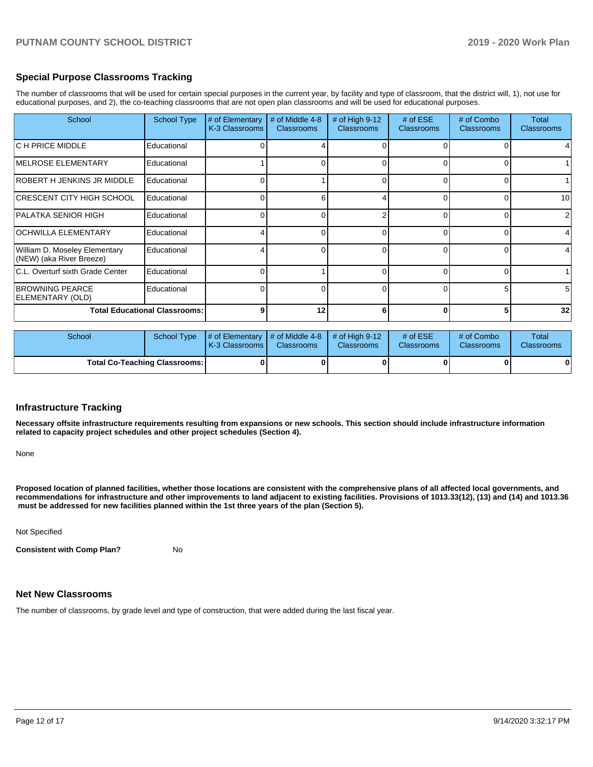## Special Purpose Classrooms Tracking

The number of classrooms that will be used for certain special purposes in the current year, by facility and type of classroom, that the district will, 1), not use for educational purposes, and 2), the co-teaching classrooms that are not open plan classrooms and will be used for educational purposes.

| School | School Type | # of Elementary K-3 Classrooms | # of Middle 4-8 Classrooms | # of High 9-12 Classrooms | # of ESE Classrooms | # of Combo Classrooms | Total Classrooms |
|---|---|---|---|---|---|---|---|
| C H PRICE MIDDLE | Educational | 0 | 4 | 0 | 0 | 0 | 4 |
| MELROSE ELEMENTARY | Educational | 1 | 0 | 0 | 0 | 0 | 1 |
| ROBERT H JENKINS JR MIDDLE | Educational | 0 | 1 | 0 | 0 | 0 | 1 |
| CRESCENT CITY HIGH SCHOOL | Educational | 0 | 6 | 4 | 0 | 0 | 10 |
| PALATKA SENIOR HIGH | Educational | 0 | 0 | 2 | 0 | 0 | 2 |
| OCHWILLA ELEMENTARY | Educational | 4 | 0 | 0 | 0 | 0 | 4 |
| William D. Moseley Elementary (NEW) (aka River Breeze) | Educational | 4 | 0 | 0 | 0 | 0 | 4 |
| C.L. Overturf sixth Grade Center | Educational | 0 | 1 | 0 | 0 | 0 | 1 |
| BROWNING PEARCE ELEMENTARY (OLD) | Educational | 0 | 0 | 0 | 0 | 5 | 5 |
| **Total Educational Classrooms:** | | **9** | **12** | **6** | **0** | **5** | **32** |

| School | School Type | # of Elementary K-3 Classrooms | # of Middle 4-8 Classrooms | # of High 9-12 Classrooms | # of ESE Classrooms | # of Combo Classrooms | Total Classrooms |
|---|---|---|---|---|---|---|---|
| **Total Co-Teaching Classrooms:** | | **0** | **0** | **0** | **0** | **0** | **0** |

## Infrastructure Tracking

**Necessary offsite infrastructure requirements resulting from expansions or new schools. This section should include infrastructure information related to capacity project schedules and other project schedules (Section 4).**

None

**Proposed location of planned facilities, whether those locations are consistent with the comprehensive plans of all affected local governments, and recommendations for infrastructure and other improvements to land adjacent to existing facilities. Provisions of 1013.33(12), (13) and (14) and 1013.36 must be addressed for new facilities planned within the 1st three years of the plan (Section 5).**

Not Specified

**Consistent with Comp Plan?** No

## Net New Classrooms

The number of classrooms, by grade level and type of construction, that were added during the last fiscal year.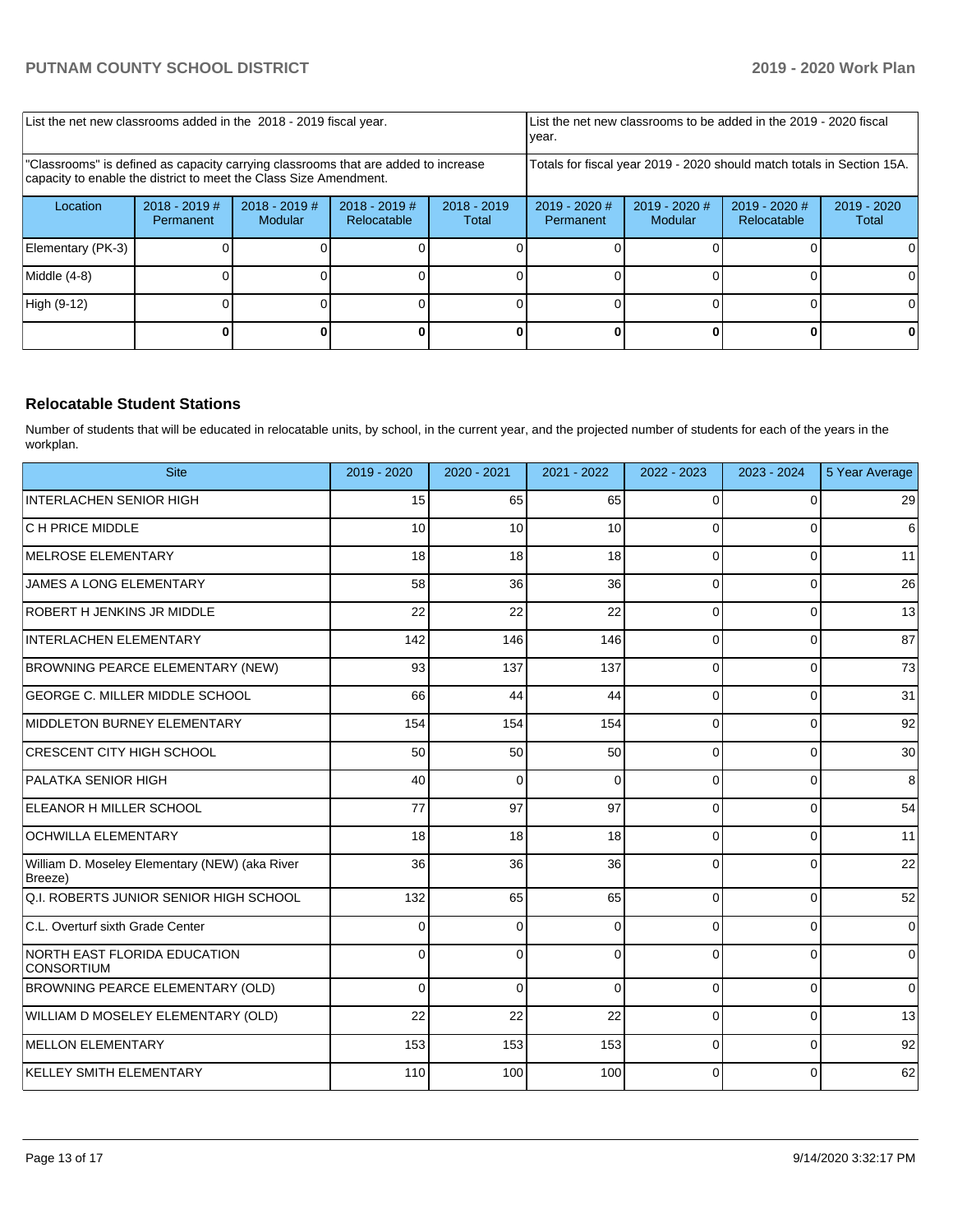| List the net new classrooms added in the 2018 - 2019 fiscal year. | | | | List the net new classrooms to be added in the 2019 - 2020 fiscal year. | | | |
|---|---|---|---|---|---|---|---|
| "Classrooms" is defined as capacity carrying classrooms that are added to increase capacity to enable the district to meet the Class Size Amendment. | | | | Totals for fiscal year 2019 - 2020 should match totals in Section 15A. | | | |
| Location | 2018 - 2019 # Permanent | 2018 - 2019 # Modular | 2018 - 2019 # Relocatable | 2018 - 2019 Total | 2019 - 2020 # Permanent | 2019 - 2020 # Modular | 2019 - 2020 # Relocatable | 2019 - 2020 Total |
| Elementary (PK-3) | 0 | 0 | 0 | 0 | 0 | 0 | 0 | 0 |
| Middle (4-8) | 0 | 0 | 0 | 0 | 0 | 0 | 0 | 0 |
| High (9-12) | 0 | 0 | 0 | 0 | 0 | 0 | 0 | 0 |
| | **0** | **0** | **0** | **0** | **0** | **0** | **0** | **0** |

## Relocatable Student Stations

Number of students that will be educated in relocatable units, by school, in the current year, and the projected number of students for each of the years in the workplan.

| Site | 2019 - 2020 | 2020 - 2021 | 2021 - 2022 | 2022 - 2023 | 2023 - 2024 | 5 Year Average |
|---|---|---|---|---|---|---|
| INTERLACHEN SENIOR HIGH | 15 | 65 | 65 | 0 | 0 | 29 |
| C H PRICE MIDDLE | 10 | 10 | 10 | 0 | 0 | 6 |
| MELROSE ELEMENTARY | 18 | 18 | 18 | 0 | 0 | 11 |
| JAMES A LONG ELEMENTARY | 58 | 36 | 36 | 0 | 0 | 26 |
| ROBERT H JENKINS JR MIDDLE | 22 | 22 | 22 | 0 | 0 | 13 |
| INTERLACHEN ELEMENTARY | 142 | 146 | 146 | 0 | 0 | 87 |
| BROWNING PEARCE ELEMENTARY (NEW) | 93 | 137 | 137 | 0 | 0 | 73 |
| GEORGE C. MILLER MIDDLE SCHOOL | 66 | 44 | 44 | 0 | 0 | 31 |
| MIDDLETON BURNEY ELEMENTARY | 154 | 154 | 154 | 0 | 0 | 92 |
| CRESCENT CITY HIGH SCHOOL | 50 | 50 | 50 | 0 | 0 | 30 |
| PALATKA SENIOR HIGH | 40 | 0 | 0 | 0 | 0 | 8 |
| ELEANOR H MILLER SCHOOL | 77 | 97 | 97 | 0 | 0 | 54 |
| OCHWILLA ELEMENTARY | 18 | 18 | 18 | 0 | 0 | 11 |
| William D. Moseley Elementary (NEW) (aka River Breeze) | 36 | 36 | 36 | 0 | 0 | 22 |
| Q.I. ROBERTS JUNIOR SENIOR HIGH SCHOOL | 132 | 65 | 65 | 0 | 0 | 52 |
| C.L. Overturf sixth Grade Center | 0 | 0 | 0 | 0 | 0 | 0 |
| NORTH EAST FLORIDA EDUCATION CONSORTIUM | 0 | 0 | 0 | 0 | 0 | 0 |
| BROWNING PEARCE ELEMENTARY (OLD) | 0 | 0 | 0 | 0 | 0 | 0 |
| WILLIAM D MOSELEY ELEMENTARY (OLD) | 22 | 22 | 22 | 0 | 0 | 13 |
| MELLON ELEMENTARY | 153 | 153 | 153 | 0 | 0 | 92 |
| KELLEY SMITH ELEMENTARY | 110 | 100 | 100 | 0 | 0 | 62 |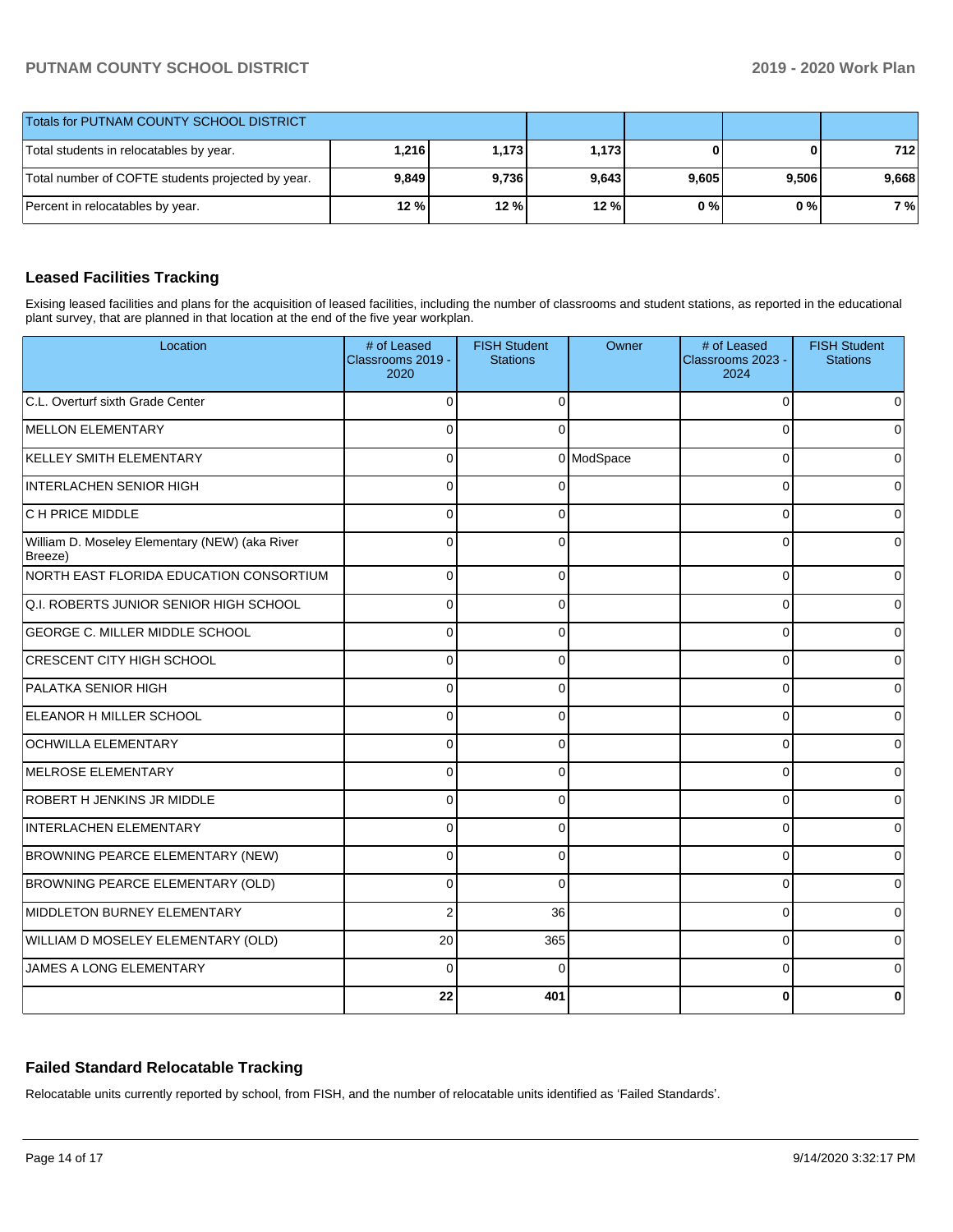| Totals for PUTNAM COUNTY SCHOOL DISTRICT | | | | | | |
|---|---|---|---|---|---|---|
| Total students in relocatables by year. | **1,216** | **1,173** | **1,173** | **0** | **0** | **712** |
| Total number of COFTE students projected by year. | **9,849** | **9,736** | **9,643** | **9,605** | **9,506** | **9,668** |
| Percent in relocatables by year. | **12 %** | **12 %** | **12 %** | **0 %** | **0 %** | **7 %** |

## Leased Facilities Tracking

Exising leased facilities and plans for the acquisition of leased facilities, including the number of classrooms and student stations, as reported in the educational plant survey, that are planned in that location at the end of the five year workplan.

| Location | # of Leased Classrooms 2019 - 2020 | FISH Student Stations | Owner | # of Leased Classrooms 2023 - 2024 | FISH Student Stations |
|---|---|---|---|---|---|
| C.L. Overturf sixth Grade Center | 0 | 0 | | 0 | 0 |
| MELLON ELEMENTARY | 0 | 0 | | 0 | 0 |
| KELLEY SMITH ELEMENTARY | 0 | 0 | ModSpace | 0 | 0 |
| INTERLACHEN SENIOR HIGH | 0 | 0 | | 0 | 0 |
| C H PRICE MIDDLE | 0 | 0 | | 0 | 0 |
| William D. Moseley Elementary (NEW) (aka River Breeze) | 0 | 0 | | 0 | 0 |
| NORTH EAST FLORIDA EDUCATION CONSORTIUM | 0 | 0 | | 0 | 0 |
| Q.I. ROBERTS JUNIOR SENIOR HIGH SCHOOL | 0 | 0 | | 0 | 0 |
| GEORGE C. MILLER MIDDLE SCHOOL | 0 | 0 | | 0 | 0 |
| CRESCENT CITY HIGH SCHOOL | 0 | 0 | | 0 | 0 |
| PALATKA SENIOR HIGH | 0 | 0 | | 0 | 0 |
| ELEANOR H MILLER SCHOOL | 0 | 0 | | 0 | 0 |
| OCHWILLA ELEMENTARY | 0 | 0 | | 0 | 0 |
| MELROSE ELEMENTARY | 0 | 0 | | 0 | 0 |
| ROBERT H JENKINS JR MIDDLE | 0 | 0 | | 0 | 0 |
| INTERLACHEN ELEMENTARY | 0 | 0 | | 0 | 0 |
| BROWNING PEARCE ELEMENTARY (NEW) | 0 | 0 | | 0 | 0 |
| BROWNING PEARCE ELEMENTARY (OLD) | 0 | 0 | | 0 | 0 |
| MIDDLETON BURNEY ELEMENTARY | 2 | 36 | | 0 | 0 |
| WILLIAM D MOSELEY ELEMENTARY (OLD) | 20 | 365 | | 0 | 0 |
| JAMES A LONG ELEMENTARY | 0 | 0 | | 0 | 0 |
| | **22** | **401** | | **0** | **0** |

## Failed Standard Relocatable Tracking

Relocatable units currently reported by school, from FISH, and the number of relocatable units identified as 'Failed Standards'.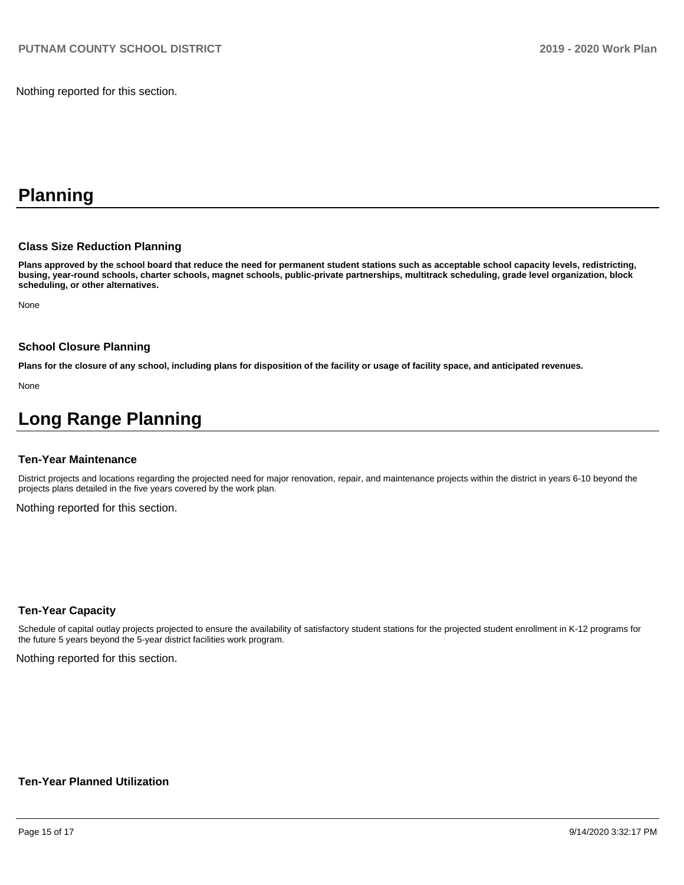Nothing reported for this section.

# Planning

### Class Size Reduction Planning

**Plans approved by the school board that reduce the need for permanent student stations such as acceptable school capacity levels, redistricting, busing, year-round schools, charter schools, magnet schools, public-private partnerships, multitrack scheduling, grade level organization, block scheduling, or other alternatives.**

None

### School Closure Planning

**Plans for the closure of any school, including plans for disposition of the facility or usage of facility space, and anticipated revenues.**

None

# Long Range Planning

### Ten-Year Maintenance

District projects and locations regarding the projected need for major renovation, repair, and maintenance projects within the district in years 6-10 beyond the projects plans detailed in the five years covered by the work plan.

Nothing reported for this section.

### Ten-Year Capacity

Schedule of capital outlay projects projected to ensure the availability of satisfactory student stations for the projected student enrollment in K-12 programs for the future 5 years beyond the 5-year district facilities work program.

Nothing reported for this section.

### Ten-Year Planned Utilization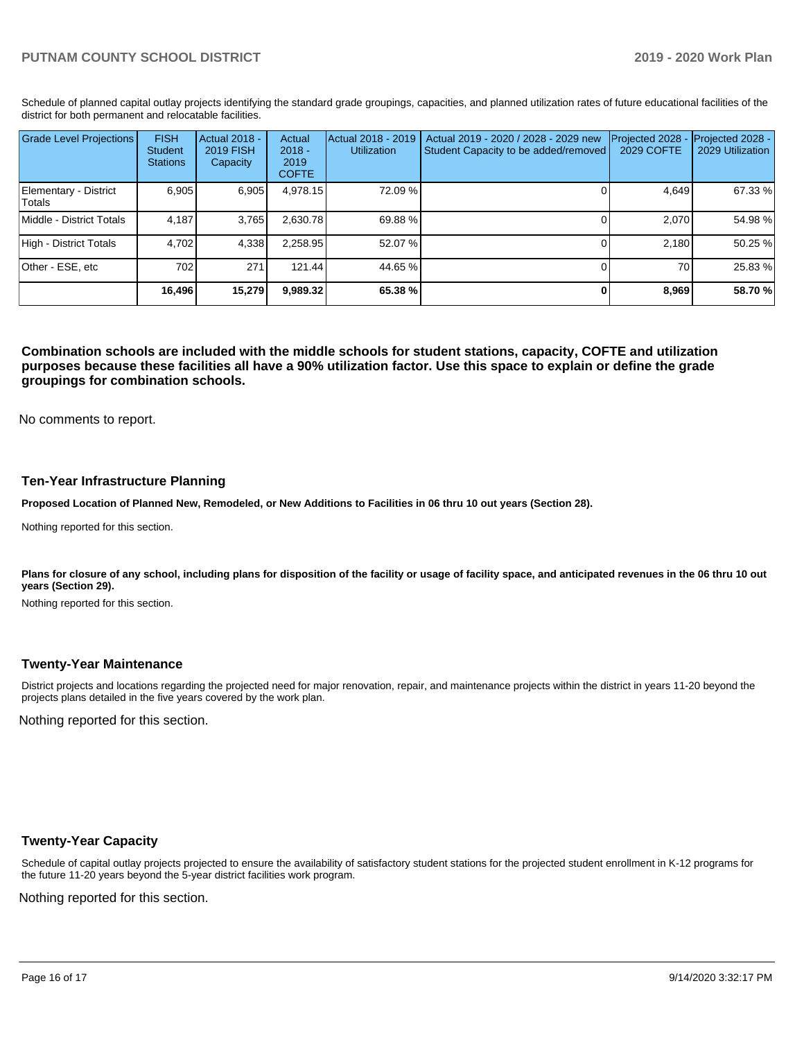Schedule of planned capital outlay projects identifying the standard grade groupings, capacities, and planned utilization rates of future educational facilities of the district for both permanent and relocatable facilities.

| Grade Level Projections | FISH Student Stations | Actual 2018 - 2019 FISH Capacity | Actual 2018 - 2019 COFTE | Actual 2018 - 2019 Utilization | Actual 2019 - 2020 / 2028 - 2029 new Student Capacity to be added/removed | Projected 2028 - 2029 COFTE | Projected 2028 - 2029 Utilization |
|---|---|---|---|---|---|---|---|
| Elementary - District Totals | 6,905 | 6,905 | 4,978.15 | 72.09 % | 0 | 4,649 | 67.33 % |
| Middle - District Totals | 4,187 | 3,765 | 2,630.78 | 69.88 % | 0 | 2,070 | 54.98 % |
| High - District Totals | 4,702 | 4,338 | 2,258.95 | 52.07 % | 0 | 2,180 | 50.25 % |
| Other - ESE, etc | 702 | 271 | 121.44 | 44.65 % | 0 | 70 | 25.83 % |
| | **16,496** | **15,279** | **9,989.32** | **65.38 %** | **0** | **8,969** | **58.70 %** |

**Combination schools are included with the middle schools for student stations, capacity, COFTE and utilization purposes because these facilities all have a 90% utilization factor. Use this space to explain or define the grade groupings for combination schools.**

No comments to report.

### Ten-Year Infrastructure Planning

**Proposed Location of Planned New, Remodeled, or New Additions to Facilities in 06 thru 10 out years (Section 28).**

Nothing reported for this section.

**Plans for closure of any school, including plans for disposition of the facility or usage of facility space, and anticipated revenues in the 06 thru 10 out years (Section 29).**

Nothing reported for this section.

### Twenty-Year Maintenance

District projects and locations regarding the projected need for major renovation, repair, and maintenance projects within the district in years 11-20 beyond the projects plans detailed in the five years covered by the work plan.

Nothing reported for this section.

### Twenty-Year Capacity

Schedule of capital outlay projects projected to ensure the availability of satisfactory student stations for the projected student enrollment in K-12 programs for the future 11-20 years beyond the 5-year district facilities work program.

Nothing reported for this section.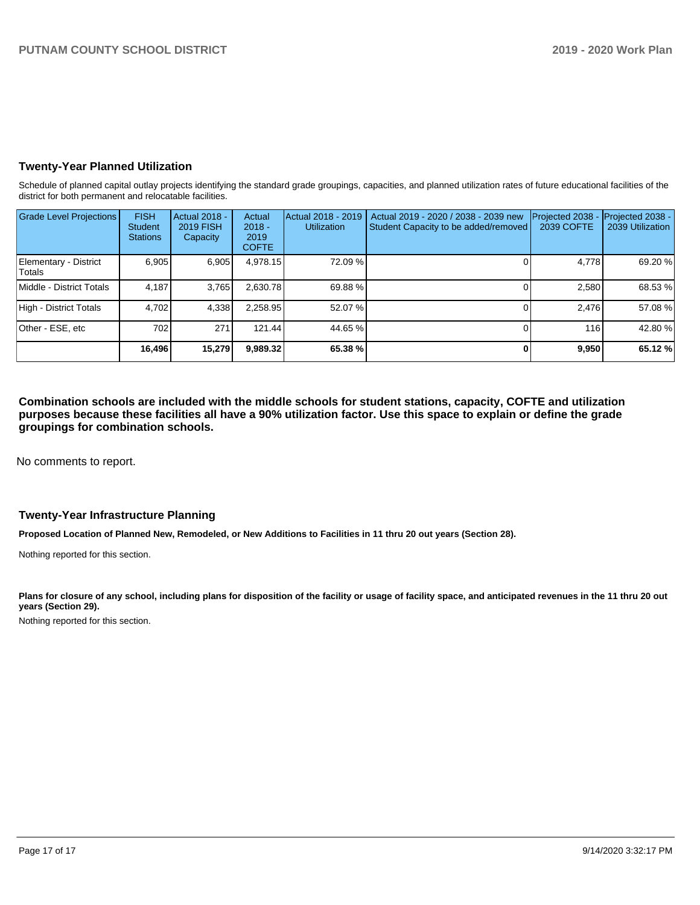## Twenty-Year Planned Utilization

Schedule of planned capital outlay projects identifying the standard grade groupings, capacities, and planned utilization rates of future educational facilities of the district for both permanent and relocatable facilities.

| Grade Level Projections | FISH Student Stations | Actual 2018 - 2019 FISH Capacity | Actual 2018 - 2019 COFTE | Actual 2018 - 2019 Utilization | Actual 2019 - 2020 / 2038 - 2039 new Student Capacity to be added/removed | Projected 2038 - 2039 COFTE | Projected 2038 - 2039 Utilization |
|---|---|---|---|---|---|---|---|
| Elementary - District Totals | 6,905 | 6,905 | 4,978.15 | 72.09 % | 0 | 4,778 | 69.20 % |
| Middle - District Totals | 4,187 | 3,765 | 2,630.78 | 69.88 % | 0 | 2,580 | 68.53 % |
| High - District Totals | 4,702 | 4,338 | 2,258.95 | 52.07 % | 0 | 2,476 | 57.08 % |
| Other - ESE, etc | 702 | 271 | 121.44 | 44.65 % | 0 | 116 | 42.80 % |
| | **16,496** | **15,279** | **9,989.32** | **65.38 %** | **0** | **9,950** | **65.12 %** |

**Combination schools are included with the middle schools for student stations, capacity, COFTE and utilization purposes because these facilities all have a 90% utilization factor. Use this space to explain or define the grade groupings for combination schools.**

No comments to report.

## Twenty-Year Infrastructure Planning

**Proposed Location of Planned New, Remodeled, or New Additions to Facilities in 11 thru 20 out years (Section 28).**

Nothing reported for this section.

**Plans for closure of any school, including plans for disposition of the facility or usage of facility space, and anticipated revenues in the 11 thru 20 out years (Section 29).**

Nothing reported for this section.